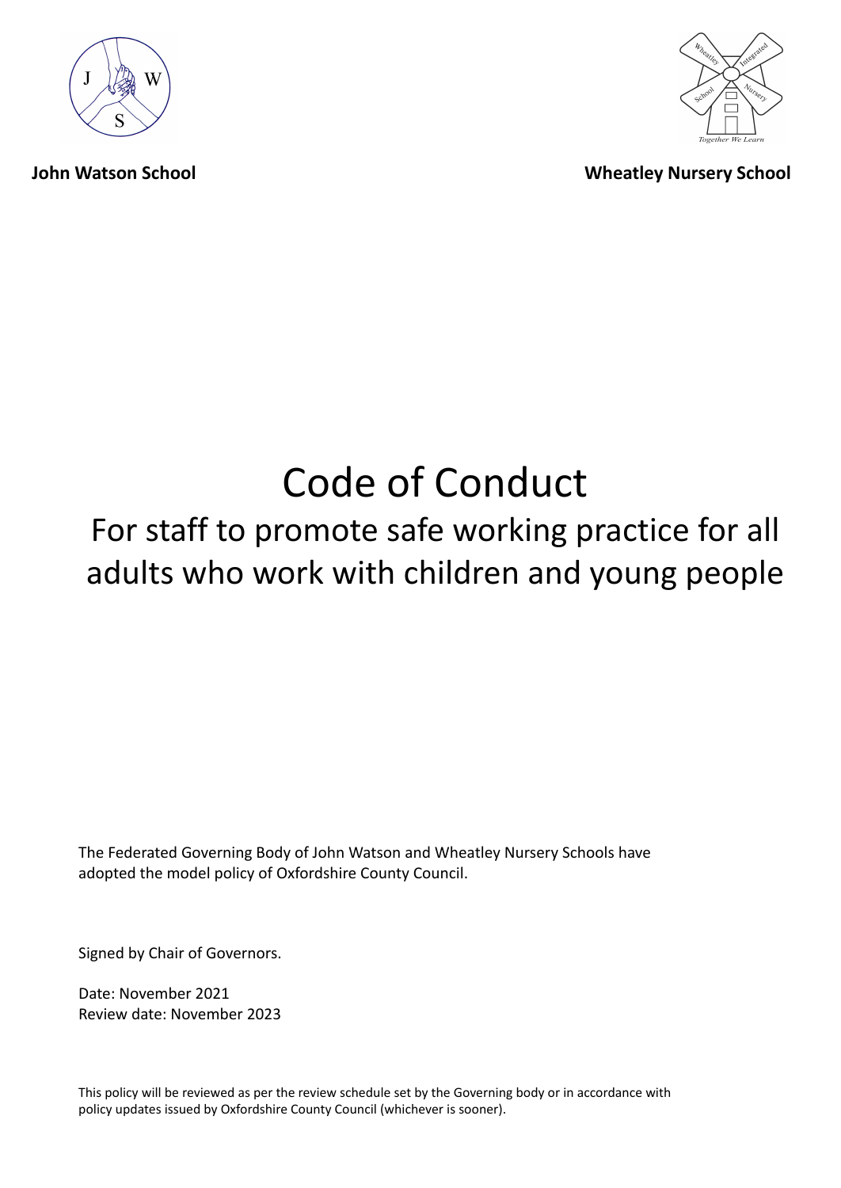**John Watson School** **Wheatley Nursery School**

# Code of Conduct

## For staff to promote safe working practice for all adults who work with children and young people

The Federated Governing Body of John Watson and Wheatley Nursery Schools have adopted the model policy of Oxfordshire County Council.

Signed by Chair of Governors.

Date: November 2021
Review date: November 2023

This policy will be reviewed as per the review schedule set by the Governing body or in accordance with policy updates issued by Oxfordshire County Council (whichever is sooner).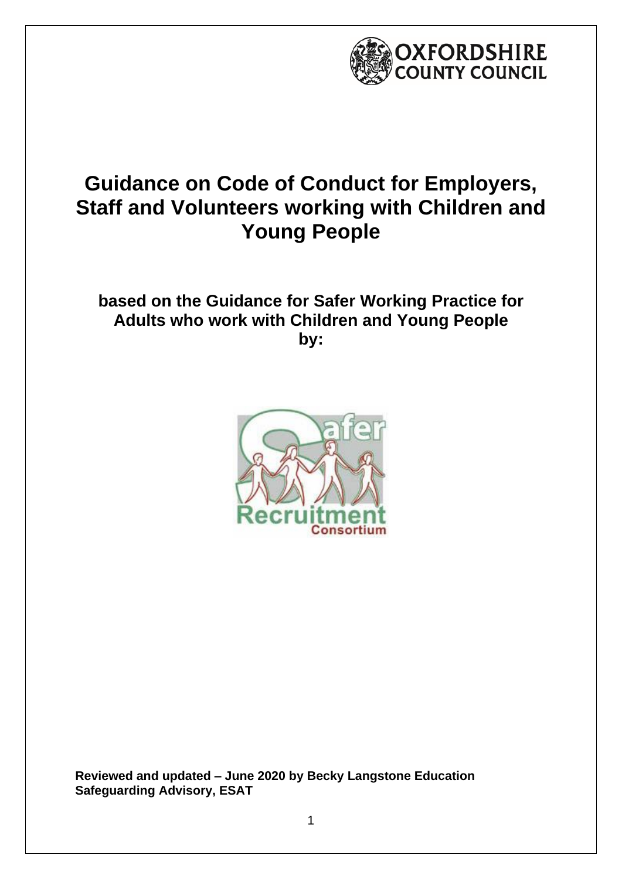# Guidance on Code of Conduct for Employers, Staff and Volunteers working with Children and Young People

**based on the Guidance for Safer Working Practice for Adults who work with Children and Young People by:**

**Reviewed and updated – June 2020 by Becky Langstone Education Safeguarding Advisory, ESAT**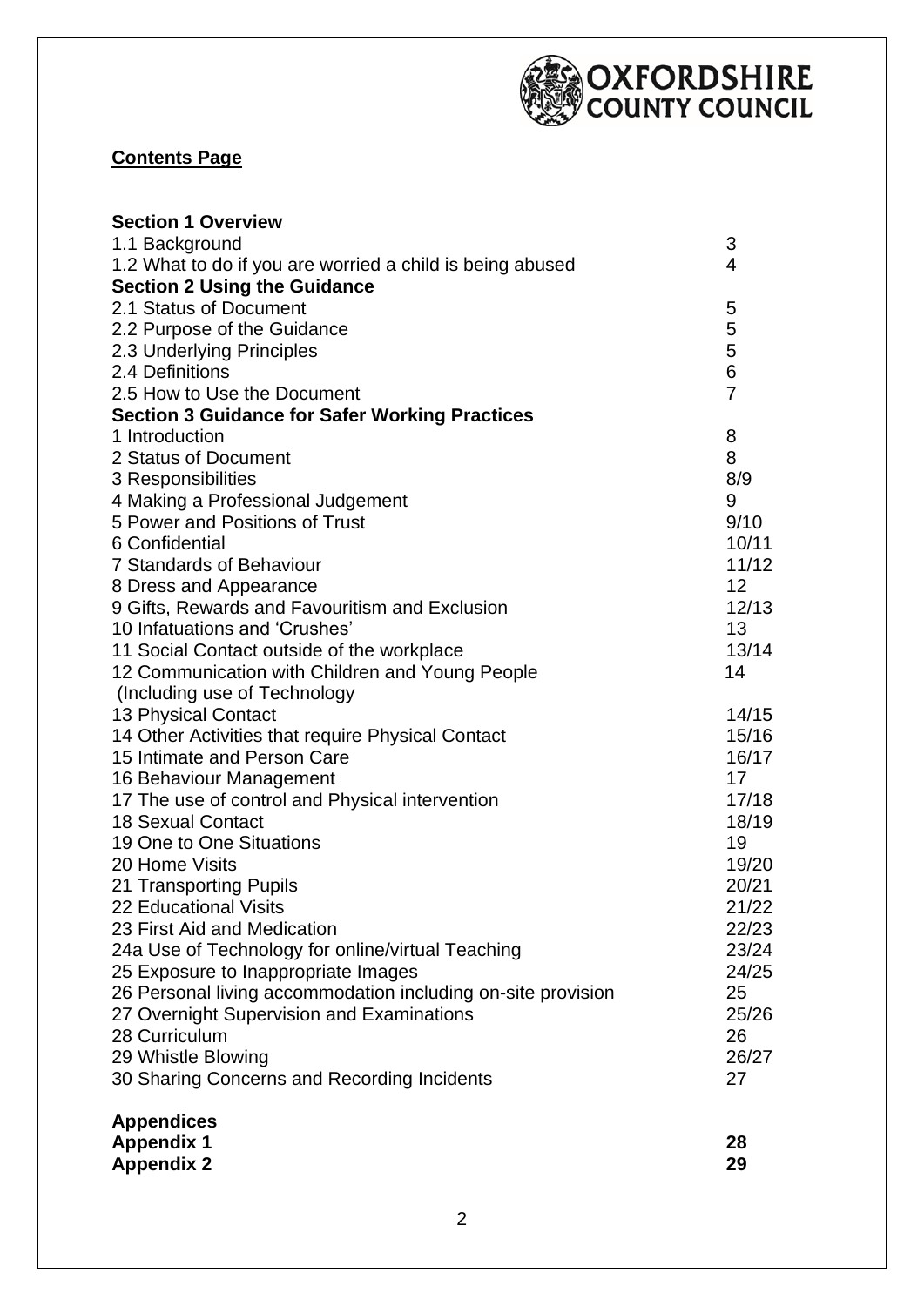**OXFORDSHIRE COUNTY COUNCIL**

## Contents Page

| | |
|---|---|
| **Section 1 Overview** | |
| 1.1 Background | 3 |
| 1.2 What to do if you are worried a child is being abused | 4 |
| **Section 2 Using the Guidance** | |
| 2.1 Status of Document | 5 |
| 2.2 Purpose of the Guidance | 5 |
| 2.3 Underlying Principles | 5 |
| 2.4 Definitions | 6 |
| 2.5 How to Use the Document | 7 |
| **Section 3 Guidance for Safer Working Practices** | |
| 1 Introduction | 8 |
| 2 Status of Document | 8 |
| 3 Responsibilities | 8/9 |
| 4 Making a Professional Judgement | 9 |
| 5 Power and Positions of Trust | 9/10 |
| 6 Confidential | 10/11 |
| 7 Standards of Behaviour | 11/12 |
| 8 Dress and Appearance | 12 |
| 9 Gifts, Rewards and Favouritism and Exclusion | 12/13 |
| 10 Infatuations and 'Crushes' | 13 |
| 11 Social Contact outside of the workplace | 13/14 |
| 12 Communication with Children and Young People (Including use of Technology | 14 |
| 13 Physical Contact | 14/15 |
| 14 Other Activities that require Physical Contact | 15/16 |
| 15 Intimate and Person Care | 16/17 |
| 16 Behaviour Management | 17 |
| 17 The use of control and Physical intervention | 17/18 |
| 18 Sexual Contact | 18/19 |
| 19 One to One Situations | 19 |
| 20 Home Visits | 19/20 |
| 21 Transporting Pupils | 20/21 |
| 22 Educational Visits | 21/22 |
| 23 First Aid and Medication | 22/23 |
| 24a Use of Technology for online/virtual Teaching | 23/24 |
| 25 Exposure to Inappropriate Images | 24/25 |
| 26 Personal living accommodation including on-site provision | 25 |
| 27 Overnight Supervision and Examinations | 25/26 |
| 28 Curriculum | 26 |
| 29 Whistle Blowing | 26/27 |
| 30 Sharing Concerns and Recording Incidents | 27 |
| **Appendices** | |
| **Appendix 1** | **28** |
| **Appendix 2** | **29** |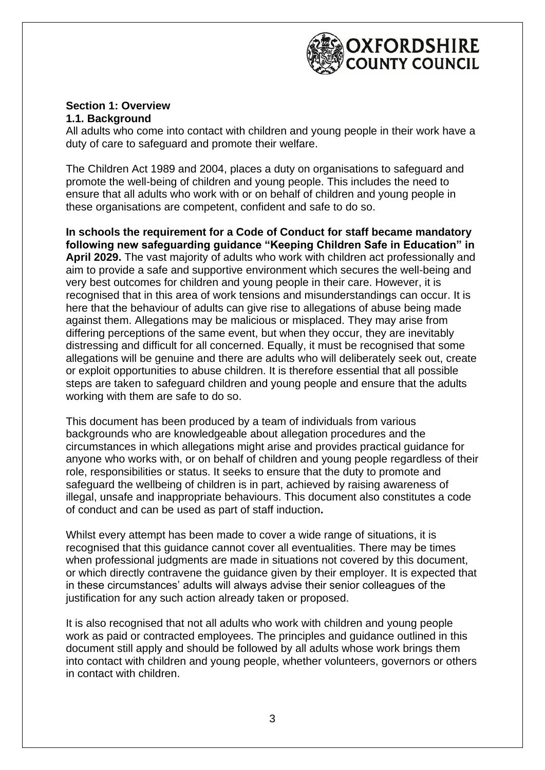## Section 1: Overview

### 1.1. Background

All adults who come into contact with children and young people in their work have a duty of care to safeguard and promote their welfare.

The Children Act 1989 and 2004, places a duty on organisations to safeguard and promote the well-being of children and young people. This includes the need to ensure that all adults who work with or on behalf of children and young people in these organisations are competent, confident and safe to do so.

**In schools the requirement for a Code of Conduct for staff became mandatory following new safeguarding guidance "Keeping Children Safe in Education" in April 2029.** The vast majority of adults who work with children act professionally and aim to provide a safe and supportive environment which secures the well-being and very best outcomes for children and young people in their care. However, it is recognised that in this area of work tensions and misunderstandings can occur. It is here that the behaviour of adults can give rise to allegations of abuse being made against them. Allegations may be malicious or misplaced. They may arise from differing perceptions of the same event, but when they occur, they are inevitably distressing and difficult for all concerned. Equally, it must be recognised that some allegations will be genuine and there are adults who will deliberately seek out, create or exploit opportunities to abuse children. It is therefore essential that all possible steps are taken to safeguard children and young people and ensure that the adults working with them are safe to do so.

This document has been produced by a team of individuals from various backgrounds who are knowledgeable about allegation procedures and the circumstances in which allegations might arise and provides practical guidance for anyone who works with, or on behalf of children and young people regardless of their role, responsibilities or status. It seeks to ensure that the duty to promote and safeguard the wellbeing of children is in part, achieved by raising awareness of illegal, unsafe and inappropriate behaviours. This document also constitutes a code of conduct and can be used as part of staff induction**.**

Whilst every attempt has been made to cover a wide range of situations, it is recognised that this guidance cannot cover all eventualities. There may be times when professional judgments are made in situations not covered by this document, or which directly contravene the guidance given by their employer. It is expected that in these circumstances' adults will always advise their senior colleagues of the justification for any such action already taken or proposed.

It is also recognised that not all adults who work with children and young people work as paid or contracted employees. The principles and guidance outlined in this document still apply and should be followed by all adults whose work brings them into contact with children and young people, whether volunteers, governors or others in contact with children.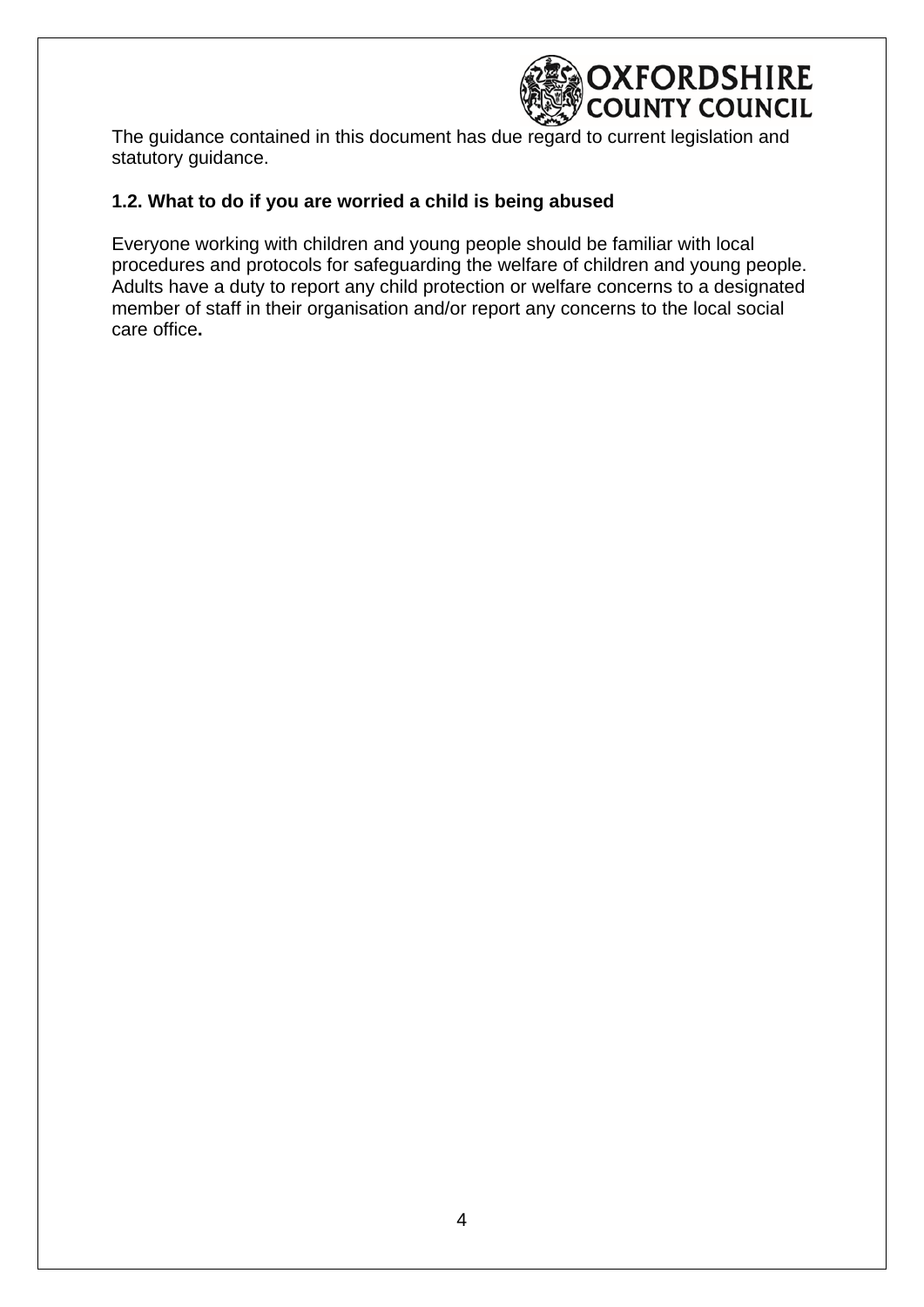The guidance contained in this document has due regard to current legislation and statutory guidance.

### 1.2. What to do if you are worried a child is being abused

Everyone working with children and young people should be familiar with local procedures and protocols for safeguarding the welfare of children and young people. Adults have a duty to report any child protection or welfare concerns to a designated member of staff in their organisation and/or report any concerns to the local social care office.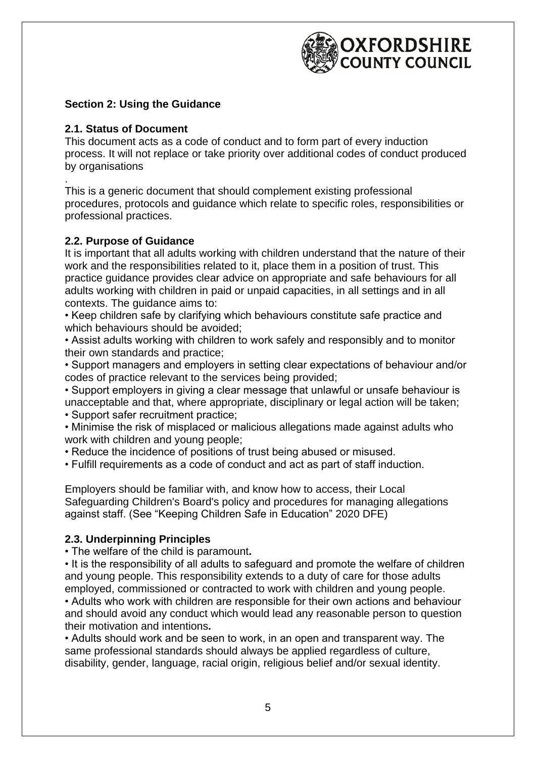## Section 2: Using the Guidance

### 2.1. Status of Document

This document acts as a code of conduct and to form part of every induction process. It will not replace or take priority over additional codes of conduct produced by organisations

.

This is a generic document that should complement existing professional procedures, protocols and guidance which relate to specific roles, responsibilities or professional practices.

### 2.2. Purpose of Guidance

It is important that all adults working with children understand that the nature of their work and the responsibilities related to it, place them in a position of trust. This practice guidance provides clear advice on appropriate and safe behaviours for all adults working with children in paid or unpaid capacities, in all settings and in all contexts. The guidance aims to:

- Keep children safe by clarifying which behaviours constitute safe practice and which behaviours should be avoided;
- Assist adults working with children to work safely and responsibly and to monitor their own standards and practice;
- Support managers and employers in setting clear expectations of behaviour and/or codes of practice relevant to the services being provided;
- Support employers in giving a clear message that unlawful or unsafe behaviour is unacceptable and that, where appropriate, disciplinary or legal action will be taken;
- Support safer recruitment practice;
- Minimise the risk of misplaced or malicious allegations made against adults who work with children and young people;
- Reduce the incidence of positions of trust being abused or misused.
- Fulfill requirements as a code of conduct and act as part of staff induction.

Employers should be familiar with, and know how to access, their Local Safeguarding Children's Board's policy and procedures for managing allegations against staff. (See "Keeping Children Safe in Education" 2020 DFE)

### 2.3. Underpinning Principles

- The welfare of the child is paramount**.**
- It is the responsibility of all adults to safeguard and promote the welfare of children and young people. This responsibility extends to a duty of care for those adults employed, commissioned or contracted to work with children and young people.
- Adults who work with children are responsible for their own actions and behaviour and should avoid any conduct which would lead any reasonable person to question their motivation and intentions**.**
- Adults should work and be seen to work, in an open and transparent way. The same professional standards should always be applied regardless of culture, disability, gender, language, racial origin, religious belief and/or sexual identity.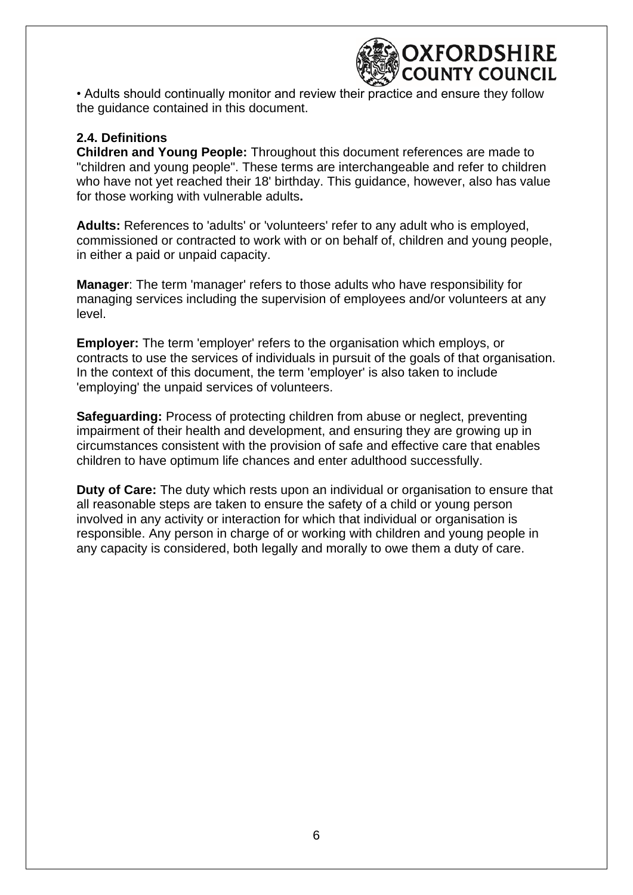• Adults should continually monitor and review their practice and ensure they follow the guidance contained in this document.

### 2.4. Definitions

**Children and Young People:** Throughout this document references are made to "children and young people". These terms are interchangeable and refer to children who have not yet reached their 18' birthday. This guidance, however, also has value for those working with vulnerable adults**.**

**Adults:** References to 'adults' or 'volunteers' refer to any adult who is employed, commissioned or contracted to work with or on behalf of, children and young people, in either a paid or unpaid capacity.

**Manager**: The term 'manager' refers to those adults who have responsibility for managing services including the supervision of employees and/or volunteers at any level.

**Employer:** The term 'employer' refers to the organisation which employs, or contracts to use the services of individuals in pursuit of the goals of that organisation. In the context of this document, the term 'employer' is also taken to include 'employing' the unpaid services of volunteers.

**Safeguarding:** Process of protecting children from abuse or neglect, preventing impairment of their health and development, and ensuring they are growing up in circumstances consistent with the provision of safe and effective care that enables children to have optimum life chances and enter adulthood successfully.

**Duty of Care:** The duty which rests upon an individual or organisation to ensure that all reasonable steps are taken to ensure the safety of a child or young person involved in any activity or interaction for which that individual or organisation is responsible. Any person in charge of or working with children and young people in any capacity is considered, both legally and morally to owe them a duty of care.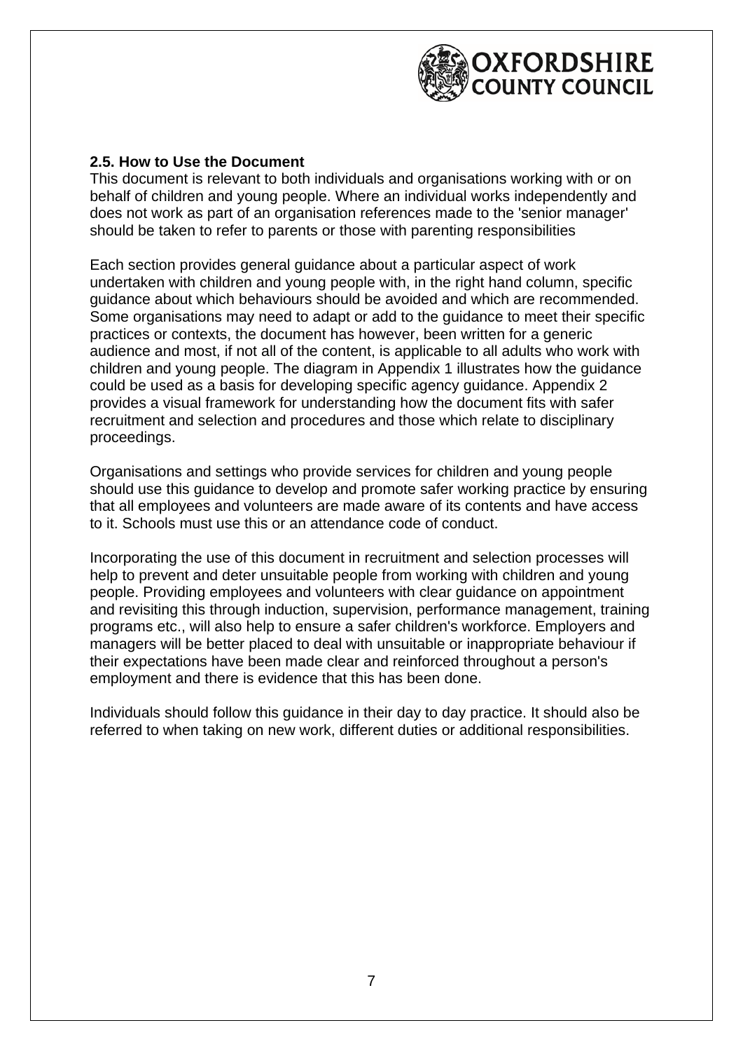### 2.5. How to Use the Document

This document is relevant to both individuals and organisations working with or on behalf of children and young people. Where an individual works independently and does not work as part of an organisation references made to the 'senior manager' should be taken to refer to parents or those with parenting responsibilities

Each section provides general guidance about a particular aspect of work undertaken with children and young people with, in the right hand column, specific guidance about which behaviours should be avoided and which are recommended. Some organisations may need to adapt or add to the guidance to meet their specific practices or contexts, the document has however, been written for a generic audience and most, if not all of the content, is applicable to all adults who work with children and young people. The diagram in Appendix 1 illustrates how the guidance could be used as a basis for developing specific agency guidance. Appendix 2 provides a visual framework for understanding how the document fits with safer recruitment and selection and procedures and those which relate to disciplinary proceedings.

Organisations and settings who provide services for children and young people should use this guidance to develop and promote safer working practice by ensuring that all employees and volunteers are made aware of its contents and have access to it. Schools must use this or an attendance code of conduct.

Incorporating the use of this document in recruitment and selection processes will help to prevent and deter unsuitable people from working with children and young people. Providing employees and volunteers with clear guidance on appointment and revisiting this through induction, supervision, performance management, training programs etc., will also help to ensure a safer children's workforce. Employers and managers will be better placed to deal with unsuitable or inappropriate behaviour if their expectations have been made clear and reinforced throughout a person's employment and there is evidence that this has been done.

Individuals should follow this guidance in their day to day practice. It should also be referred to when taking on new work, different duties or additional responsibilities.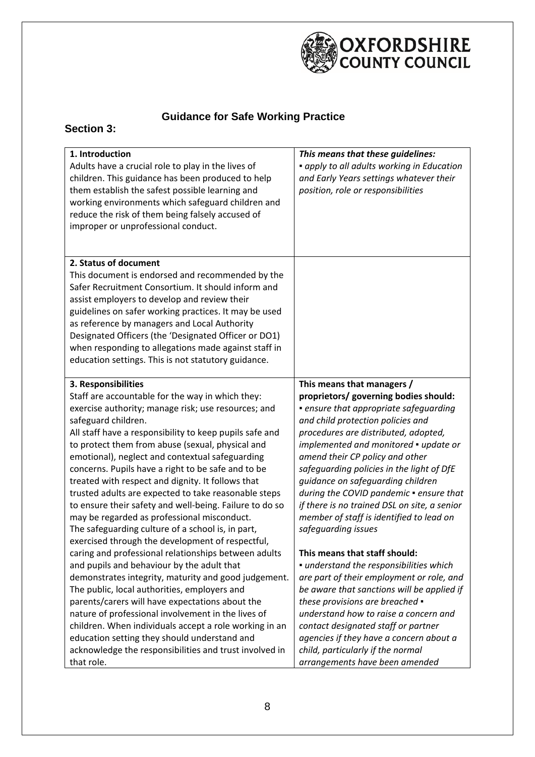# Guidance for Safe Working Practice

## Section 3:

| | |
|---|---|
| **1. Introduction**<br>Adults have a crucial role to play in the lives of children. This guidance has been produced to help them establish the safest possible learning and working environments which safeguard children and reduce the risk of them being falsely accused of improper or unprofessional conduct. | ***This means that these guidelines:***<br>▪ *apply to all adults working in Education and Early Years settings whatever their position, role or responsibilities* |
| **2. Status of document**<br>This document is endorsed and recommended by the Safer Recruitment Consortium. It should inform and assist employers to develop and review their guidelines on safer working practices. It may be used as reference by managers and Local Authority Designated Officers (the 'Designated Officer or DO1) when responding to allegations made against staff in education settings. This is not statutory guidance. | |
| **3. Responsibilities**<br>Staff are accountable for the way in which they: exercise authority; manage risk; use resources; and safeguard children.<br>All staff have a responsibility to keep pupils safe and to protect them from abuse (sexual, physical and emotional), neglect and contextual safeguarding concerns. Pupils have a right to be safe and to be treated with respect and dignity. It follows that trusted adults are expected to take reasonable steps to ensure their safety and well-being. Failure to do so may be regarded as professional misconduct.<br>The safeguarding culture of a school is, in part, exercised through the development of respectful, caring and professional relationships between adults and pupils and behaviour by the adult that demonstrates integrity, maturity and good judgement.<br>The public, local authorities, employers and parents/carers will have expectations about the nature of professional involvement in the lives of children. When individuals accept a role working in an education setting they should understand and acknowledge the responsibilities and trust involved in that role. | **This means that managers / proprietors/ governing bodies should:**<br>▪ *ensure that appropriate safeguarding and child protection policies and procedures are distributed, adopted, implemented and monitored* ▪ *update or amend their CP policy and other safeguarding policies in the light of DfE guidance on safeguarding children during the COVID pandemic* ▪ *ensure that if there is no trained DSL on site, a senior member of staff is identified to lead on safeguarding issues*<br><br>**This means that staff should:**<br>▪ *understand the responsibilities which are part of their employment or role, and be aware that sanctions will be applied if these provisions are breached* ▪ *understand how to raise a concern and contact designated staff or partner agencies if they have a concern about a child, particularly if the normal arrangements have been amended* |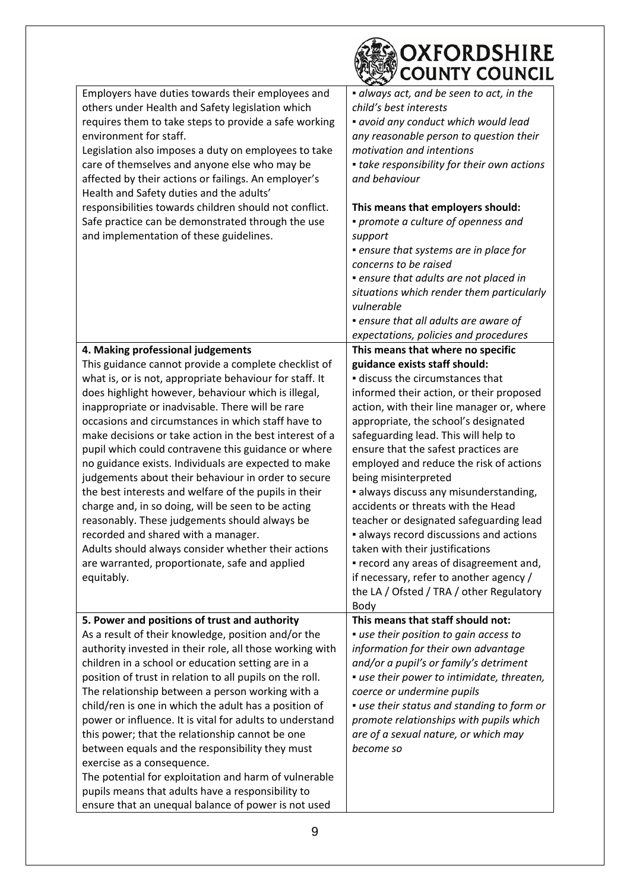| | |
|---|---|
| Employers have duties towards their employees and others under Health and Safety legislation which requires them to take steps to provide a safe working environment for staff.<br>Legislation also imposes a duty on employees to take care of themselves and anyone else who may be affected by their actions or failings. An employer's Health and Safety duties and the adults' responsibilities towards children should not conflict. Safe practice can be demonstrated through the use and implementation of these guidelines. | ▪ *always act, and be seen to act, in the child's best interests*<br>▪ *avoid any conduct which would lead any reasonable person to question their motivation and intentions*<br>▪ *take responsibility for their own actions and behaviour*<br><br>**This means that employers should:**<br>▪ *promote a culture of openness and support*<br>▪ *ensure that systems are in place for concerns to be raised*<br>▪ *ensure that adults are not placed in situations which render them particularly vulnerable*<br>▪ *ensure that all adults are aware of expectations, policies and procedures* |
| **4. Making professional judgements**<br>This guidance cannot provide a complete checklist of what is, or is not, appropriate behaviour for staff. It does highlight however, behaviour which is illegal, inappropriate or inadvisable. There will be rare occasions and circumstances in which staff have to make decisions or take action in the best interest of a pupil which could contravene this guidance or where no guidance exists. Individuals are expected to make judgements about their behaviour in order to secure the best interests and welfare of the pupils in their charge and, in so doing, will be seen to be acting reasonably. These judgements should always be recorded and shared with a manager.<br>Adults should always consider whether their actions are warranted, proportionate, safe and applied equitably. | **This means that where no specific guidance exists staff should:**<br>▪ discuss the circumstances that informed their action, or their proposed action, with their line manager or, where appropriate, the school's designated safeguarding lead. This will help to ensure that the safest practices are employed and reduce the risk of actions being misinterpreted<br>▪ always discuss any misunderstanding, accidents or threats with the Head teacher or designated safeguarding lead<br>▪ always record discussions and actions taken with their justifications<br>▪ record any areas of disagreement and, if necessary, refer to another agency / the LA / Ofsted / TRA / other Regulatory Body |
| **5. Power and positions of trust and authority**<br>As a result of their knowledge, position and/or the authority invested in their role, all those working with children in a school or education setting are in a position of trust in relation to all pupils on the roll. The relationship between a person working with a child/ren is one in which the adult has a position of power or influence. It is vital for adults to understand this power; that the relationship cannot be one between equals and the responsibility they must exercise as a consequence.<br>The potential for exploitation and harm of vulnerable pupils means that adults have a responsibility to ensure that an unequal balance of power is not used | **This means that staff should not:**<br>▪ *use their position to gain access to information for their own advantage and/or a pupil's or family's detriment*<br>▪ *use their power to intimidate, threaten, coerce or undermine pupils*<br>▪ *use their status and standing to form or promote relationships with pupils which are of a sexual nature, or which may become so* |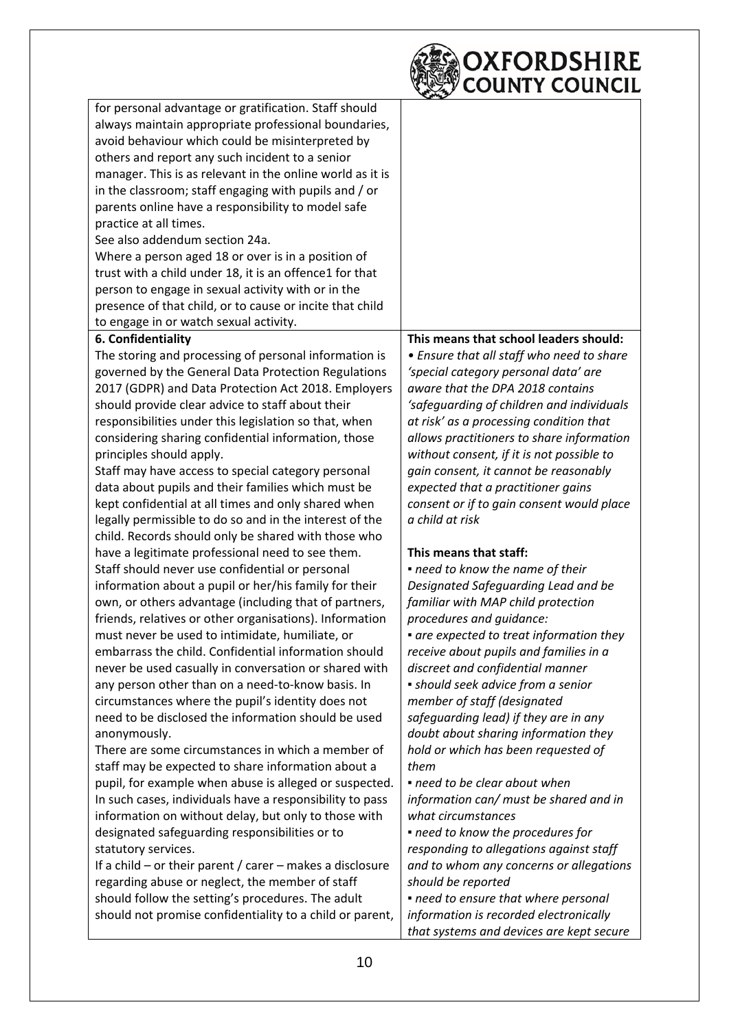| | |
|---|---|
| for personal advantage or gratification. Staff should always maintain appropriate professional boundaries, avoid behaviour which could be misinterpreted by others and report any such incident to a senior manager. This is as relevant in the online world as it is in the classroom; staff engaging with pupils and / or parents online have a responsibility to model safe practice at all times.<br>See also addendum section 24a.<br>Where a person aged 18 or over is in a position of trust with a child under 18, it is an offence1 for that person to engage in sexual activity with or in the presence of that child, or to cause or incite that child to engage in or watch sexual activity. | |
| **6. Confidentiality**<br>The storing and processing of personal information is governed by the General Data Protection Regulations 2017 (GDPR) and Data Protection Act 2018. Employers should provide clear advice to staff about their responsibilities under this legislation so that, when considering sharing confidential information, those principles should apply.<br>Staff may have access to special category personal data about pupils and their families which must be kept confidential at all times and only shared when legally permissible to do so and in the interest of the child. Records should only be shared with those who have a legitimate professional need to see them.<br>Staff should never use confidential or personal information about a pupil or her/his family for their own, or others advantage (including that of partners, friends, relatives or other organisations). Information must never be used to intimidate, humiliate, or embarrass the child. Confidential information should never be used casually in conversation or shared with any person other than on a need-to-know basis. In circumstances where the pupil's identity does not need to be disclosed the information should be used anonymously.<br>There are some circumstances in which a member of staff may be expected to share information about a pupil, for example when abuse is alleged or suspected. In such cases, individuals have a responsibility to pass information on without delay, but only to those with designated safeguarding responsibilities or to statutory services.<br>If a child – or their parent / carer – makes a disclosure regarding abuse or neglect, the member of staff should follow the setting's procedures. The adult should not promise confidentiality to a child or parent, | **This means that school leaders should:**<br>• *Ensure that all staff who need to share 'special category personal data' are aware that the DPA 2018 contains 'safeguarding of children and individuals at risk' as a processing condition that allows practitioners to share information without consent, if it is not possible to gain consent, it cannot be reasonably expected that a practitioner gains consent or if to gain consent would place a child at risk*<br><br>**This means that staff:**<br>▪ *need to know the name of their Designated Safeguarding Lead and be familiar with MAP child protection procedures and guidance:*<br>▪ *are expected to treat information they receive about pupils and families in a discreet and confidential manner*<br>▪ *should seek advice from a senior member of staff (designated safeguarding lead) if they are in any doubt about sharing information they hold or which has been requested of them*<br>▪ *need to be clear about when information can/ must be shared and in what circumstances*<br>▪ *need to know the procedures for responding to allegations against staff and to whom any concerns or allegations should be reported*<br>▪ *need to ensure that where personal information is recorded electronically that systems and devices are kept secure* |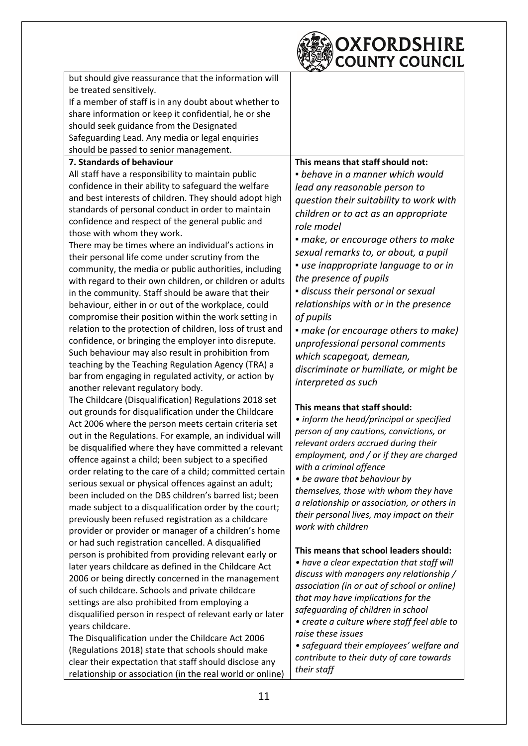but should give reassurance that the information will be treated sensitively.
If a member of staff is in any doubt about whether to share information or keep it confidential, he or she should seek guidance from the Designated Safeguarding Lead. Any media or legal enquiries should be passed to senior management.

**7. Standards of behaviour**

All staff have a responsibility to maintain public confidence in their ability to safeguard the welfare and best interests of children. They should adopt high standards of personal conduct in order to maintain confidence and respect of the general public and those with whom they work.
There may be times where an individual's actions in their personal life come under scrutiny from the community, the media or public authorities, including with regard to their own children, or children or adults in the community. Staff should be aware that their behaviour, either in or out of the workplace, could compromise their position within the work setting in relation to the protection of children, loss of trust and confidence, or bringing the employer into disrepute. Such behaviour may also result in prohibition from teaching by the Teaching Regulation Agency (TRA) a bar from engaging in regulated activity, or action by another relevant regulatory body.
The Childcare (Disqualification) Regulations 2018 set out grounds for disqualification under the Childcare Act 2006 where the person meets certain criteria set out in the Regulations. For example, an individual will be disqualified where they have committed a relevant offence against a child; been subject to a specified order relating to the care of a child; committed certain serious sexual or physical offences against an adult; been included on the DBS children's barred list; been made subject to a disqualification order by the court; previously been refused registration as a childcare provider or provider or manager of a children's home or had such registration cancelled. A disqualified person is prohibited from providing relevant early or later years childcare as defined in the Childcare Act 2006 or being directly concerned in the management of such childcare. Schools and private childcare settings are also prohibited from employing a disqualified person in respect of relevant early or later years childcare.
The Disqualification under the Childcare Act 2006 (Regulations 2018) state that schools should make clear their expectation that staff should disclose any relationship or association (in the real world or online)

**This means that staff should not:**

- *behave in a manner which would lead any reasonable person to question their suitability to work with children or to act as an appropriate role model*
- *make, or encourage others to make sexual remarks to, or about, a pupil*
- *use inappropriate language to or in the presence of pupils*
- *discuss their personal or sexual relationships with or in the presence of pupils*
- *make (or encourage others to make) unprofessional personal comments which scapegoat, demean, discriminate or humiliate, or might be interpreted as such*

**This means that staff should:**

- *inform the head/principal or specified person of any cautions, convictions, or relevant orders accrued during their employment, and / or if they are charged with a criminal offence*
- *be aware that behaviour by themselves, those with whom they have a relationship or association, or others in their personal lives, may impact on their work with children*

**This means that school leaders should:**

- *have a clear expectation that staff will discuss with managers any relationship / association (in or out of school or online) that may have implications for the safeguarding of children in school*
- *create a culture where staff feel able to raise these issues*
- *safeguard their employees' welfare and contribute to their duty of care towards their staff*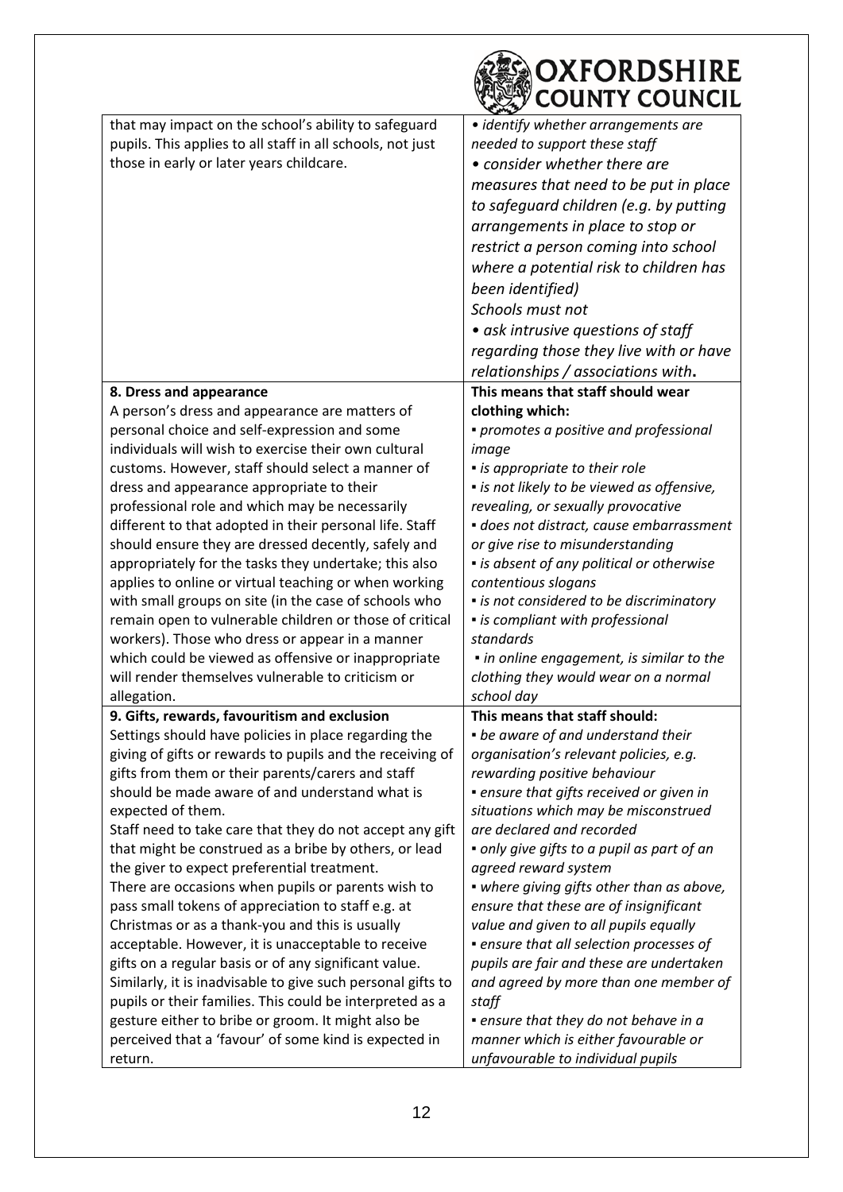| | |
|---|---|
| that may impact on the school's ability to safeguard pupils. This applies to all staff in all schools, not just those in early or later years childcare. | *• identify whether arrangements are needed to support these staff*<br>*• consider whether there are measures that need to be put in place to safeguard children (e.g. by putting arrangements in place to stop or restrict a person coming into school where a potential risk to children has been identified)*<br>*Schools must not*<br>*• ask intrusive questions of staff regarding those they live with or have relationships / associations with.* |
| **8. Dress and appearance**<br>A person's dress and appearance are matters of personal choice and self-expression and some individuals will wish to exercise their own cultural customs. However, staff should select a manner of dress and appearance appropriate to their professional role and which may be necessarily different to that adopted in their personal life. Staff should ensure they are dressed decently, safely and appropriately for the tasks they undertake; this also applies to online or virtual teaching or when working with small groups on site (in the case of schools who remain open to vulnerable children or those of critical workers). Those who dress or appear in a manner which could be viewed as offensive or inappropriate will render themselves vulnerable to criticism or allegation. | **This means that staff should wear clothing which:**<br>*▪ promotes a positive and professional image*<br>*▪ is appropriate to their role*<br>*▪ is not likely to be viewed as offensive, revealing, or sexually provocative*<br>*▪ does not distract, cause embarrassment or give rise to misunderstanding*<br>*▪ is absent of any political or otherwise contentious slogans*<br>*▪ is not considered to be discriminatory*<br>*▪ is compliant with professional standards*<br>*▪ in online engagement, is similar to the clothing they would wear on a normal school day* |
| **9. Gifts, rewards, favouritism and exclusion**<br>Settings should have policies in place regarding the giving of gifts or rewards to pupils and the receiving of gifts from them or their parents/carers and staff should be made aware of and understand what is expected of them.<br>Staff need to take care that they do not accept any gift that might be construed as a bribe by others, or lead the giver to expect preferential treatment.<br>There are occasions when pupils or parents wish to pass small tokens of appreciation to staff e.g. at Christmas or as a thank-you and this is usually acceptable. However, it is unacceptable to receive gifts on a regular basis or of any significant value. Similarly, it is inadvisable to give such personal gifts to pupils or their families. This could be interpreted as a gesture either to bribe or groom. It might also be perceived that a 'favour' of some kind is expected in return. | **This means that staff should:**<br>*▪ be aware of and understand their organisation's relevant policies, e.g. rewarding positive behaviour*<br>*▪ ensure that gifts received or given in situations which may be misconstrued are declared and recorded*<br>*▪ only give gifts to a pupil as part of an agreed reward system*<br>*▪ where giving gifts other than as above, ensure that these are of insignificant value and given to all pupils equally*<br>*▪ ensure that all selection processes of pupils are fair and these are undertaken and agreed by more than one member of staff*<br>*▪ ensure that they do not behave in a manner which is either favourable or unfavourable to individual pupils* |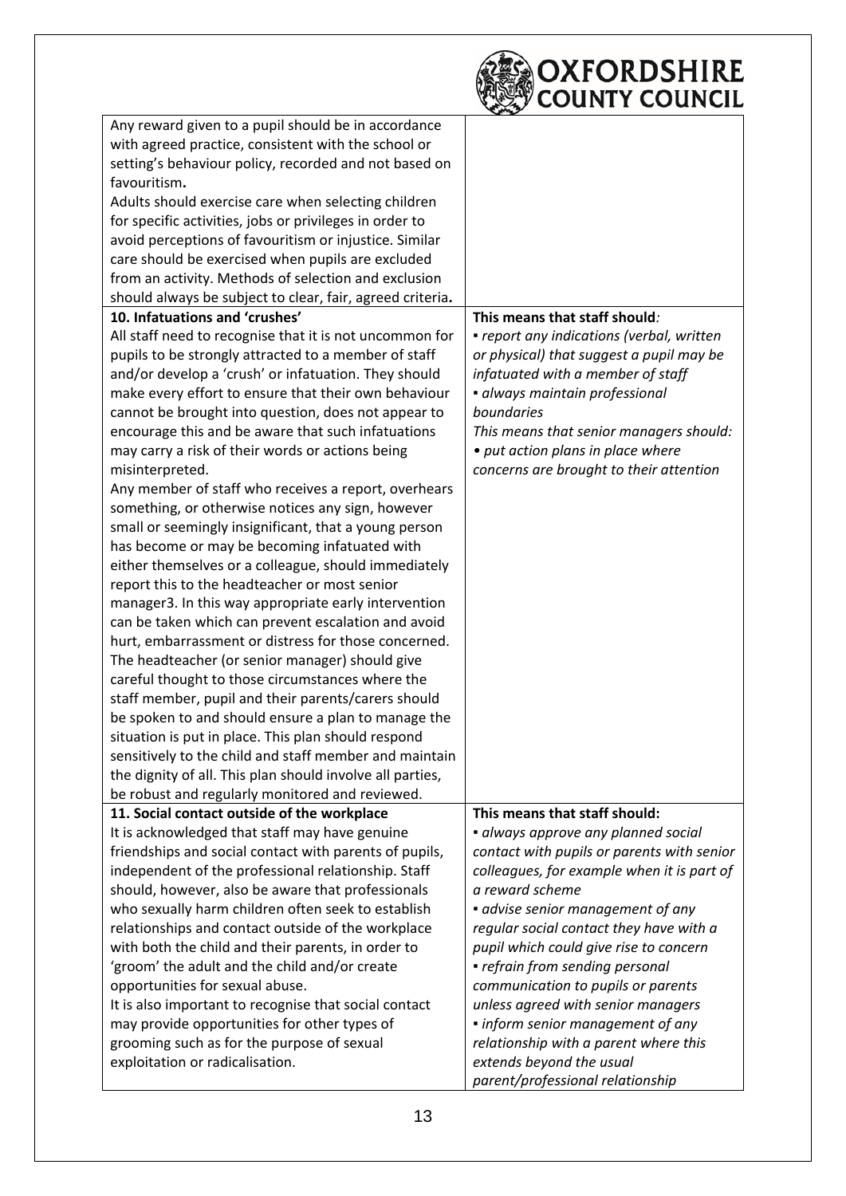| | |
|---|---|
| Any reward given to a pupil should be in accordance with agreed practice, consistent with the school or setting's behaviour policy, recorded and not based on favouritism.<br>Adults should exercise care when selecting children for specific activities, jobs or privileges in order to avoid perceptions of favouritism or injustice. Similar care should be exercised when pupils are excluded from an activity. Methods of selection and exclusion should always be subject to clear, fair, agreed criteria. | |
| **10. Infatuations and 'crushes'**<br>All staff need to recognise that it is not uncommon for pupils to be strongly attracted to a member of staff and/or develop a 'crush' or infatuation. They should make every effort to ensure that their own behaviour cannot be brought into question, does not appear to encourage this and be aware that such infatuations may carry a risk of their words or actions being misinterpreted.<br>Any member of staff who receives a report, overhears something, or otherwise notices any sign, however small or seemingly insignificant, that a young person has become or may be becoming infatuated with either themselves or a colleague, should immediately report this to the headteacher or most senior manager3. In this way appropriate early intervention can be taken which can prevent escalation and avoid hurt, embarrassment or distress for those concerned.<br>The headteacher (or senior manager) should give careful thought to those circumstances where the staff member, pupil and their parents/carers should be spoken to and should ensure a plan to manage the situation is put in place. This plan should respond sensitively to the child and staff member and maintain the dignity of all. This plan should involve all parties, be robust and regularly monitored and reviewed. | **This means that staff should***:*<br>▪ *report any indications (verbal, written or physical) that suggest a pupil may be infatuated with a member of staff*<br>▪ *always maintain professional boundaries*<br>*This means that senior managers should:*<br>• *put action plans in place where concerns are brought to their attention* |
| **11. Social contact outside of the workplace**<br>It is acknowledged that staff may have genuine friendships and social contact with parents of pupils, independent of the professional relationship. Staff should, however, also be aware that professionals who sexually harm children often seek to establish relationships and contact outside of the workplace with both the child and their parents, in order to 'groom' the adult and the child and/or create opportunities for sexual abuse.<br>It is also important to recognise that social contact may provide opportunities for other types of grooming such as for the purpose of sexual exploitation or radicalisation. | **This means that staff should:**<br>▪ *always approve any planned social contact with pupils or parents with senior colleagues, for example when it is part of a reward scheme*<br>▪ *advise senior management of any regular social contact they have with a pupil which could give rise to concern*<br>▪ *refrain from sending personal communication to pupils or parents unless agreed with senior managers*<br>▪ *inform senior management of any relationship with a parent where this extends beyond the usual parent/professional relationship* |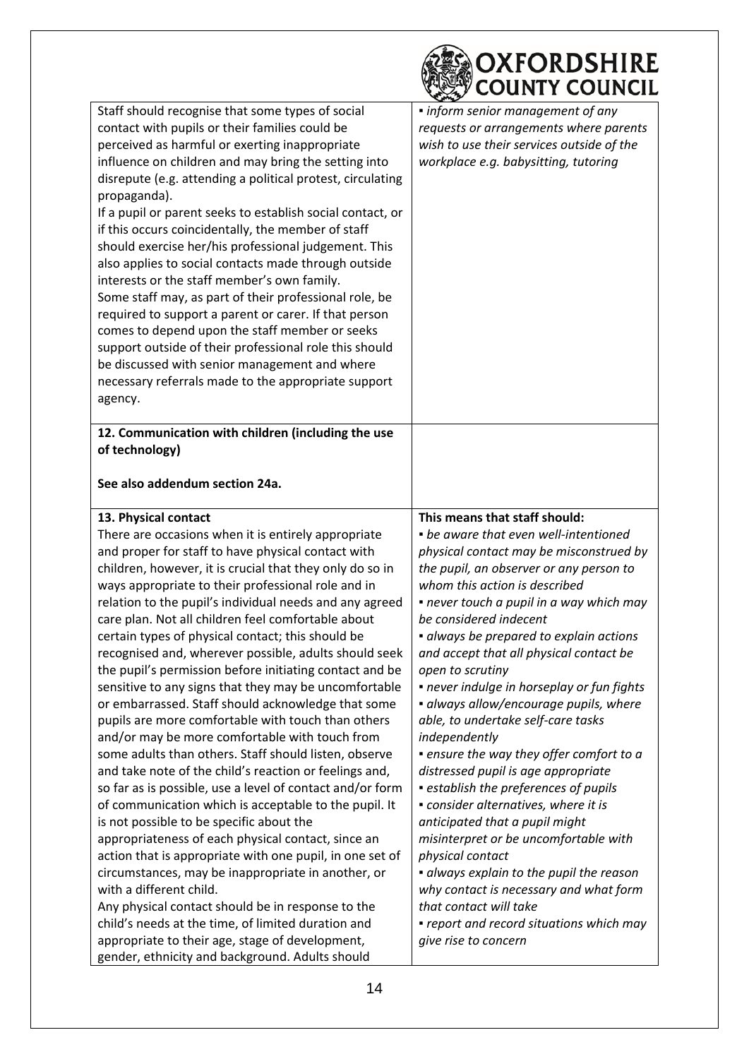| | |
|---|---|
| Staff should recognise that some types of social contact with pupils or their families could be perceived as harmful or exerting inappropriate influence on children and may bring the setting into disrepute (e.g. attending a political protest, circulating propaganda).<br>If a pupil or parent seeks to establish social contact, or if this occurs coincidentally, the member of staff should exercise her/his professional judgement. This also applies to social contacts made through outside interests or the staff member's own family.<br>Some staff may, as part of their professional role, be required to support a parent or carer. If that person comes to depend upon the staff member or seeks support outside of their professional role this should be discussed with senior management and where necessary referrals made to the appropriate support agency. | ▪ *inform senior management of any requests or arrangements where parents wish to use their services outside of the workplace e.g. babysitting, tutoring* |
| **12. Communication with children (including the use of technology)**<br><br>**See also addendum section 24a.** | |
| **13. Physical contact**<br>There are occasions when it is entirely appropriate and proper for staff to have physical contact with children, however, it is crucial that they only do so in ways appropriate to their professional role and in relation to the pupil's individual needs and any agreed care plan. Not all children feel comfortable about certain types of physical contact; this should be recognised and, wherever possible, adults should seek the pupil's permission before initiating contact and be sensitive to any signs that they may be uncomfortable or embarrassed. Staff should acknowledge that some pupils are more comfortable with touch than others and/or may be more comfortable with touch from some adults than others. Staff should listen, observe and take note of the child's reaction or feelings and, so far as is possible, use a level of contact and/or form of communication which is acceptable to the pupil. It is not possible to be specific about the appropriateness of each physical contact, since an action that is appropriate with one pupil, in one set of circumstances, may be inappropriate in another, or with a different child.<br>Any physical contact should be in response to the child's needs at the time, of limited duration and appropriate to their age, stage of development, gender, ethnicity and background. Adults should | **This means that staff should:**<br>▪ *be aware that even well-intentioned physical contact may be misconstrued by the pupil, an observer or any person to whom this action is described*<br>▪ *never touch a pupil in a way which may be considered indecent*<br>▪ *always be prepared to explain actions and accept that all physical contact be open to scrutiny*<br>▪ *never indulge in horseplay or fun fights*<br>▪ *always allow/encourage pupils, where able, to undertake self-care tasks independently*<br>▪ *ensure the way they offer comfort to a distressed pupil is age appropriate*<br>▪ *establish the preferences of pupils*<br>▪ *consider alternatives, where it is anticipated that a pupil might misinterpret or be uncomfortable with physical contact*<br>▪ *always explain to the pupil the reason why contact is necessary and what form that contact will take*<br>▪ *report and record situations which may give rise to concern* |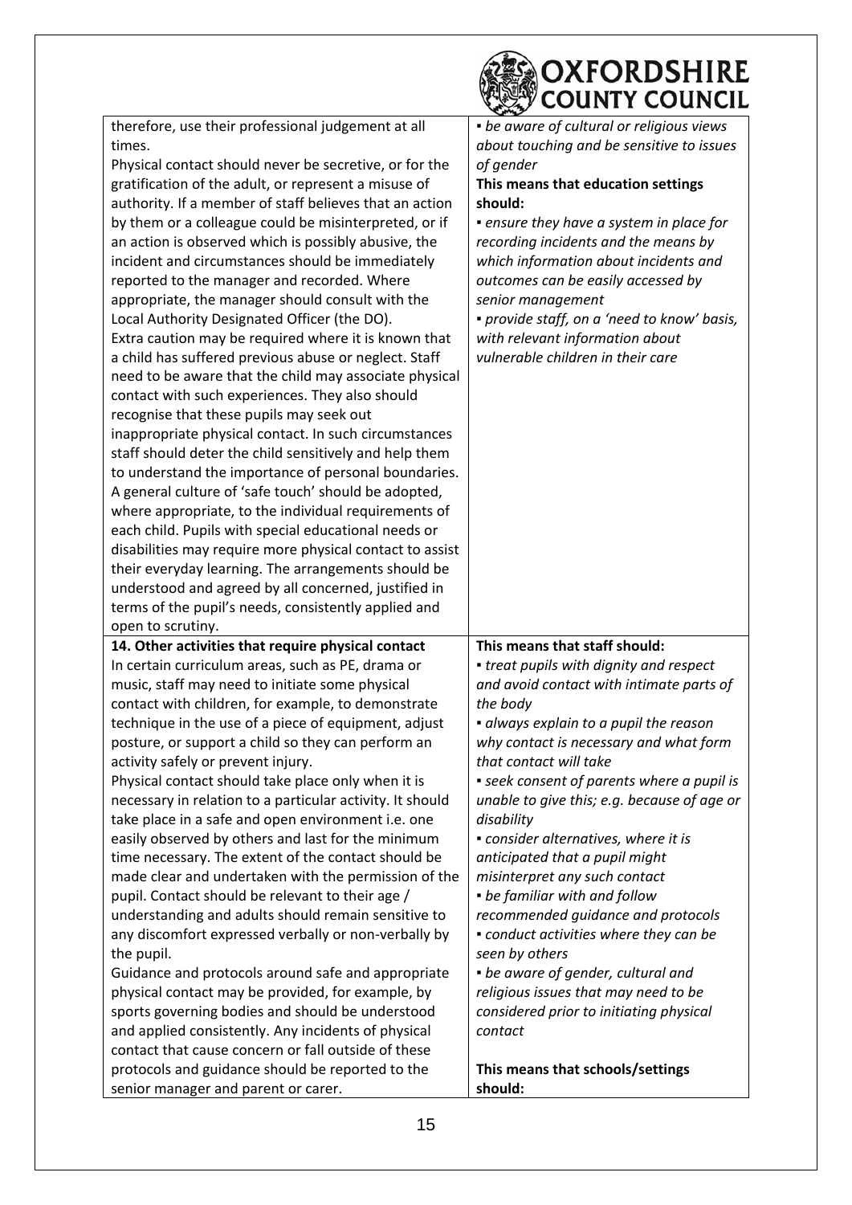| | |
|---|---|
| therefore, use their professional judgement at all times.<br>Physical contact should never be secretive, or for the gratification of the adult, or represent a misuse of authority. If a member of staff believes that an action by them or a colleague could be misinterpreted, or if an action is observed which is possibly abusive, the incident and circumstances should be immediately reported to the manager and recorded. Where appropriate, the manager should consult with the Local Authority Designated Officer (the DO).<br>Extra caution may be required where it is known that a child has suffered previous abuse or neglect. Staff need to be aware that the child may associate physical contact with such experiences. They also should recognise that these pupils may seek out inappropriate physical contact. In such circumstances staff should deter the child sensitively and help them to understand the importance of personal boundaries.<br>A general culture of 'safe touch' should be adopted, where appropriate, to the individual requirements of each child. Pupils with special educational needs or disabilities may require more physical contact to assist their everyday learning. The arrangements should be understood and agreed by all concerned, justified in terms of the pupil's needs, consistently applied and open to scrutiny. | ▪ *be aware of cultural or religious views about touching and be sensitive to issues of gender*<br>**This means that education settings should:**<br>▪ *ensure they have a system in place for recording incidents and the means by which information about incidents and outcomes can be easily accessed by senior management*<br>▪ *provide staff, on a 'need to know' basis, with relevant information about vulnerable children in their care* |
| **14. Other activities that require physical contact**<br>In certain curriculum areas, such as PE, drama or music, staff may need to initiate some physical contact with children, for example, to demonstrate technique in the use of a piece of equipment, adjust posture, or support a child so they can perform an activity safely or prevent injury.<br>Physical contact should take place only when it is necessary in relation to a particular activity. It should take place in a safe and open environment i.e. one easily observed by others and last for the minimum time necessary. The extent of the contact should be made clear and undertaken with the permission of the pupil. Contact should be relevant to their age / understanding and adults should remain sensitive to any discomfort expressed verbally or non-verbally by the pupil.<br>Guidance and protocols around safe and appropriate physical contact may be provided, for example, by sports governing bodies and should be understood and applied consistently. Any incidents of physical contact that cause concern or fall outside of these protocols and guidance should be reported to the senior manager and parent or carer. | **This means that staff should:**<br>▪ *treat pupils with dignity and respect and avoid contact with intimate parts of the body*<br>▪ *always explain to a pupil the reason why contact is necessary and what form that contact will take*<br>▪ *seek consent of parents where a pupil is unable to give this; e.g. because of age or disability*<br>▪ *consider alternatives, where it is anticipated that a pupil might misinterpret any such contact*<br>▪ *be familiar with and follow recommended guidance and protocols*<br>▪ *conduct activities where they can be seen by others*<br>▪ *be aware of gender, cultural and religious issues that may need to be considered prior to initiating physical contact*<br><br>**This means that schools/settings should:** |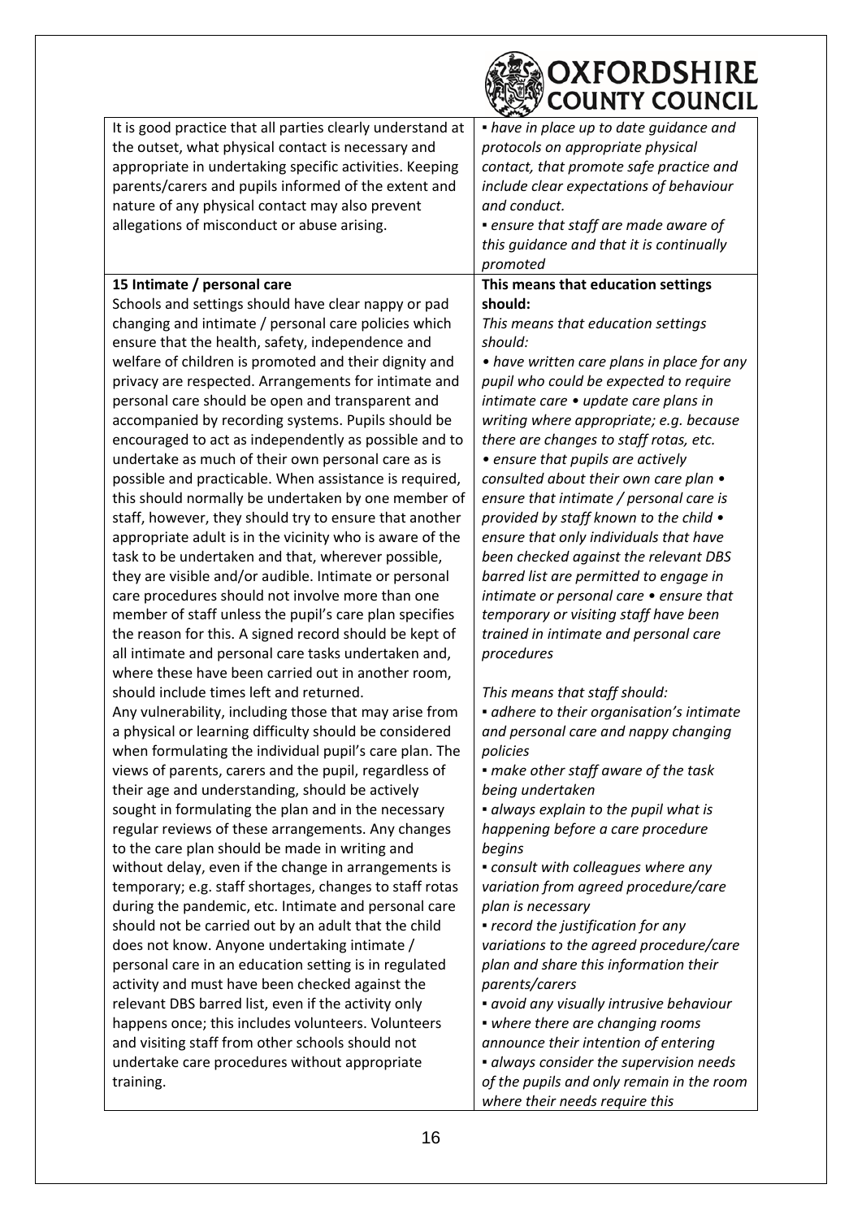| | |
|---|---|
| It is good practice that all parties clearly understand at the outset, what physical contact is necessary and appropriate in undertaking specific activities. Keeping parents/carers and pupils informed of the extent and nature of any physical contact may also prevent allegations of misconduct or abuse arising. | ▪ *have in place up to date guidance and protocols on appropriate physical contact, that promote safe practice and include clear expectations of behaviour and conduct.*<br>▪ *ensure that staff are made aware of this guidance and that it is continually promoted* |
| **15 Intimate / personal care**<br>Schools and settings should have clear nappy or pad changing and intimate / personal care policies which ensure that the health, safety, independence and welfare of children is promoted and their dignity and privacy are respected. Arrangements for intimate and personal care should be open and transparent and accompanied by recording systems. Pupils should be encouraged to act as independently as possible and to undertake as much of their own personal care as is possible and practicable. When assistance is required, this should normally be undertaken by one member of staff, however, they should try to ensure that another appropriate adult is in the vicinity who is aware of the task to be undertaken and that, wherever possible, they are visible and/or audible. Intimate or personal care procedures should not involve more than one member of staff unless the pupil's care plan specifies the reason for this. A signed record should be kept of all intimate and personal care tasks undertaken and, where these have been carried out in another room, should include times left and returned.<br>Any vulnerability, including those that may arise from a physical or learning difficulty should be considered when formulating the individual pupil's care plan. The views of parents, carers and the pupil, regardless of their age and understanding, should be actively sought in formulating the plan and in the necessary regular reviews of these arrangements. Any changes to the care plan should be made in writing and without delay, even if the change in arrangements is temporary; e.g. staff shortages, changes to staff rotas during the pandemic, etc. Intimate and personal care should not be carried out by an adult that the child does not know. Anyone undertaking intimate / personal care in an education setting is in regulated activity and must have been checked against the relevant DBS barred list, even if the activity only happens once; this includes volunteers. Volunteers and visiting staff from other schools should not undertake care procedures without appropriate training. | **This means that education settings should:**<br>*This means that education settings should:*<br>*• have written care plans in place for any pupil who could be expected to require intimate care • update care plans in writing where appropriate; e.g. because there are changes to staff rotas, etc.*<br>*• ensure that pupils are actively consulted about their own care plan • ensure that intimate / personal care is provided by staff known to the child • ensure that only individuals that have been checked against the relevant DBS barred list are permitted to engage in intimate or personal care • ensure that temporary or visiting staff have been trained in intimate and personal care procedures*<br><br>*This means that staff should:*<br>▪ *adhere to their organisation's intimate and personal care and nappy changing policies*<br>▪ *make other staff aware of the task being undertaken*<br>▪ *always explain to the pupil what is happening before a care procedure begins*<br>▪ *consult with colleagues where any variation from agreed procedure/care plan is necessary*<br>▪ *record the justification for any variations to the agreed procedure/care plan and share this information their parents/carers*<br>▪ *avoid any visually intrusive behaviour*<br>▪ *where there are changing rooms announce their intention of entering*<br>▪ *always consider the supervision needs of the pupils and only remain in the room where their needs require this* |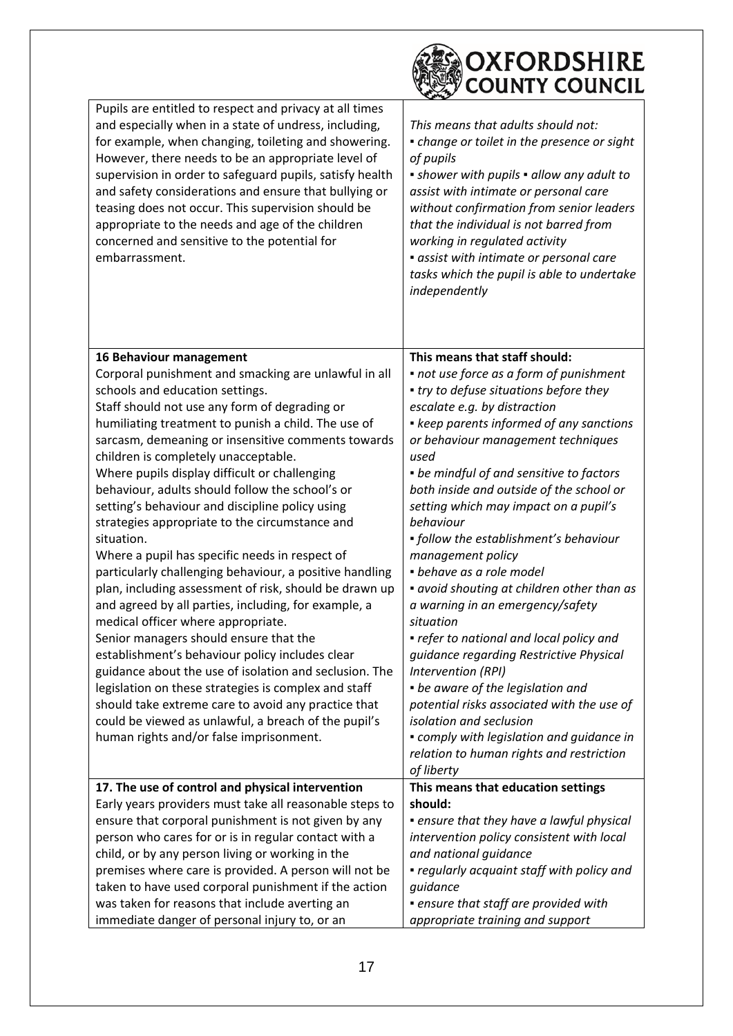| | |
|---|---|
| Pupils are entitled to respect and privacy at all times and especially when in a state of undress, including, for example, when changing, toileting and showering. However, there needs to be an appropriate level of supervision in order to safeguard pupils, satisfy health and safety considerations and ensure that bullying or teasing does not occur. This supervision should be appropriate to the needs and age of the children concerned and sensitive to the potential for embarrassment. | *This means that adults should not:*<br>▪ *change or toilet in the presence or sight of pupils*<br>▪ *shower with pupils* ▪ *allow any adult to assist with intimate or personal care without confirmation from senior leaders that the individual is not barred from working in regulated activity*<br>▪ *assist with intimate or personal care tasks which the pupil is able to undertake independently* |
| **16 Behaviour management**<br>Corporal punishment and smacking are unlawful in all schools and education settings.<br>Staff should not use any form of degrading or humiliating treatment to punish a child. The use of sarcasm, demeaning or insensitive comments towards children is completely unacceptable.<br>Where pupils display difficult or challenging behaviour, adults should follow the school's or setting's behaviour and discipline policy using strategies appropriate to the circumstance and situation.<br>Where a pupil has specific needs in respect of particularly challenging behaviour, a positive handling plan, including assessment of risk, should be drawn up and agreed by all parties, including, for example, a medical officer where appropriate.<br>Senior managers should ensure that the establishment's behaviour policy includes clear guidance about the use of isolation and seclusion. The legislation on these strategies is complex and staff should take extreme care to avoid any practice that could be viewed as unlawful, a breach of the pupil's human rights and/or false imprisonment. | **This means that staff should:**<br>▪ *not use force as a form of punishment*<br>▪ *try to defuse situations before they escalate e.g. by distraction*<br>▪ *keep parents informed of any sanctions or behaviour management techniques used*<br>▪ *be mindful of and sensitive to factors both inside and outside of the school or setting which may impact on a pupil's behaviour*<br>▪ *follow the establishment's behaviour management policy*<br>▪ *behave as a role model*<br>▪ *avoid shouting at children other than as a warning in an emergency/safety situation*<br>▪ *refer to national and local policy and guidance regarding Restrictive Physical Intervention (RPI)*<br>▪ *be aware of the legislation and potential risks associated with the use of isolation and seclusion*<br>▪ *comply with legislation and guidance in relation to human rights and restriction of liberty* |
| **17. The use of control and physical intervention**<br>Early years providers must take all reasonable steps to ensure that corporal punishment is not given by any person who cares for or is in regular contact with a child, or by any person living or working in the premises where care is provided. A person will not be taken to have used corporal punishment if the action was taken for reasons that include averting an immediate danger of personal injury to, or an | **This means that education settings should:**<br>▪ *ensure that they have a lawful physical intervention policy consistent with local and national guidance*<br>▪ *regularly acquaint staff with policy and guidance*<br>▪ *ensure that staff are provided with appropriate training and support* |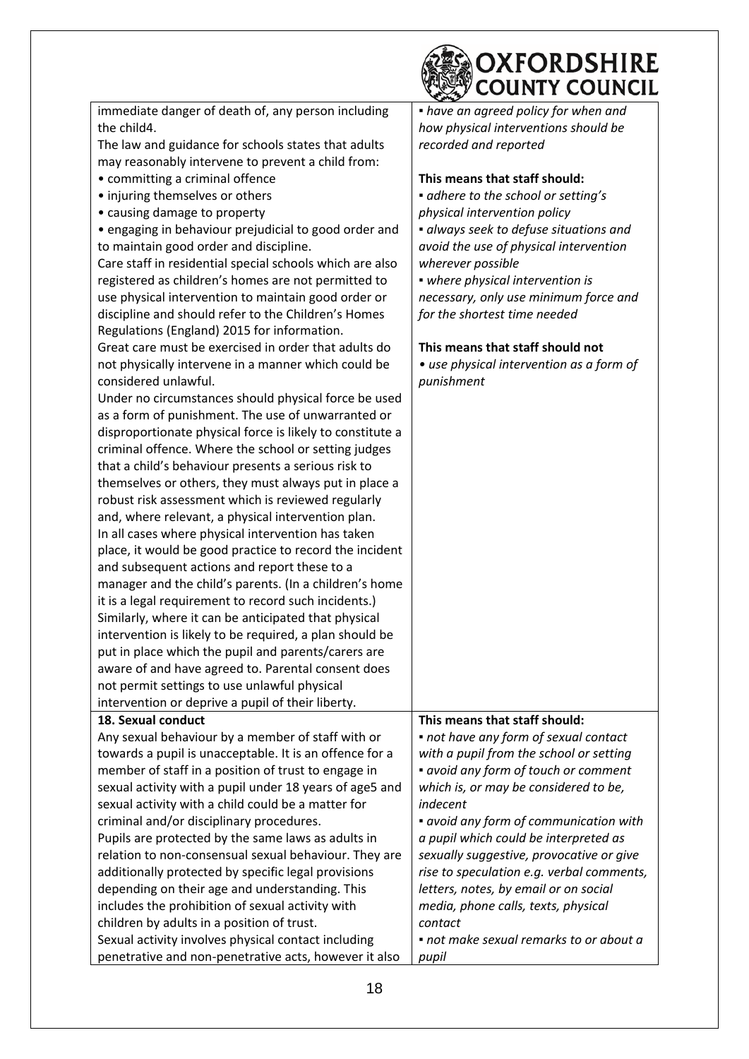| | |
|---|---|
| immediate danger of death of, any person including the child4.<br>The law and guidance for schools states that adults may reasonably intervene to prevent a child from:<br>• committing a criminal offence<br>• injuring themselves or others<br>• causing damage to property<br>• engaging in behaviour prejudicial to good order and to maintain good order and discipline.<br>Care staff in residential special schools which are also registered as children's homes are not permitted to use physical intervention to maintain good order or discipline and should refer to the Children's Homes Regulations (England) 2015 for information.<br>Great care must be exercised in order that adults do not physically intervene in a manner which could be considered unlawful.<br>Under no circumstances should physical force be used as a form of punishment. The use of unwarranted or disproportionate physical force is likely to constitute a criminal offence. Where the school or setting judges that a child's behaviour presents a serious risk to themselves or others, they must always put in place a robust risk assessment which is reviewed regularly and, where relevant, a physical intervention plan.<br>In all cases where physical intervention has taken place, it would be good practice to record the incident and subsequent actions and report these to a manager and the child's parents. (In a children's home it is a legal requirement to record such incidents.)<br>Similarly, where it can be anticipated that physical intervention is likely to be required, a plan should be put in place which the pupil and parents/carers are aware of and have agreed to. Parental consent does not permit settings to use unlawful physical intervention or deprive a pupil of their liberty. | ▪ *have an agreed policy for when and how physical interventions should be recorded and reported*<br><br>**This means that staff should:**<br>▪ *adhere to the school or setting's physical intervention policy*<br>▪ *always seek to defuse situations and avoid the use of physical intervention wherever possible*<br>▪ *where physical intervention is necessary, only use minimum force and for the shortest time needed*<br><br>**This means that staff should not**<br>• *use physical intervention as a form of punishment* |
| **18. Sexual conduct**<br>Any sexual behaviour by a member of staff with or towards a pupil is unacceptable. It is an offence for a member of staff in a position of trust to engage in sexual activity with a pupil under 18 years of age5 and sexual activity with a child could be a matter for criminal and/or disciplinary procedures.<br>Pupils are protected by the same laws as adults in relation to non-consensual sexual behaviour. They are additionally protected by specific legal provisions depending on their age and understanding. This includes the prohibition of sexual activity with children by adults in a position of trust.<br>Sexual activity involves physical contact including penetrative and non-penetrative acts, however it also | **This means that staff should:**<br>▪ *not have any form of sexual contact with a pupil from the school or setting*<br>▪ *avoid any form of touch or comment which is, or may be considered to be, indecent*<br>▪ *avoid any form of communication with a pupil which could be interpreted as sexually suggestive, provocative or give rise to speculation e.g. verbal comments, letters, notes, by email or on social media, phone calls, texts, physical contact*<br>▪ *not make sexual remarks to or about a pupil* |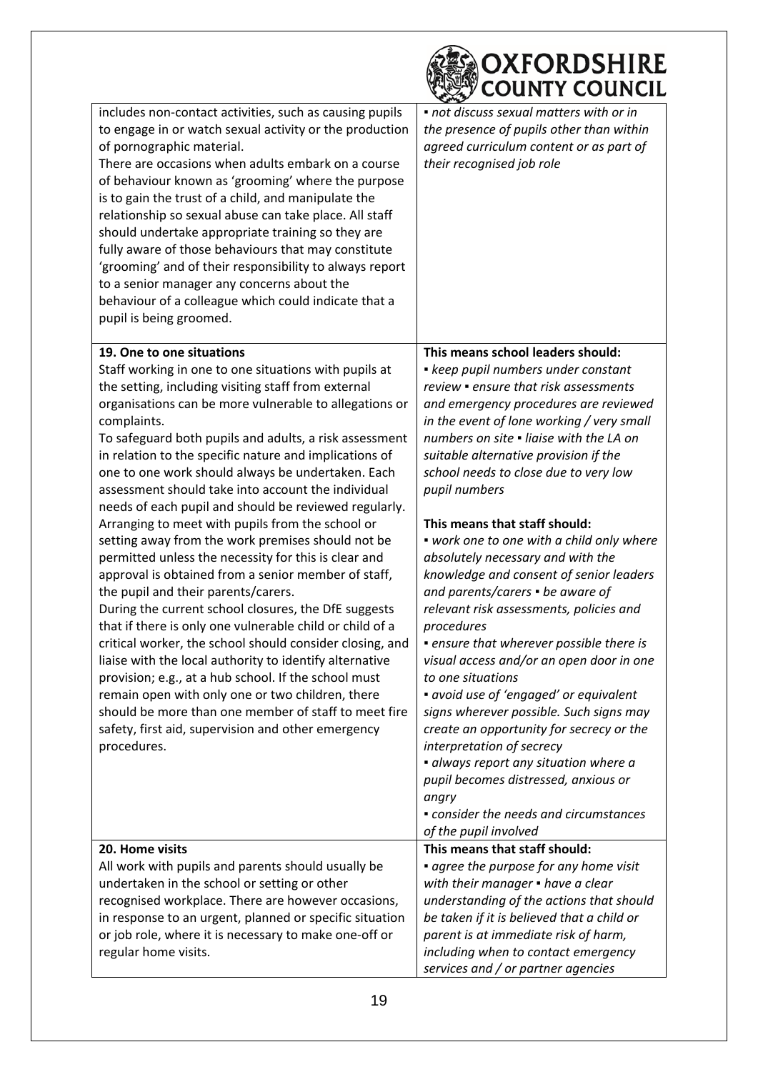| | |
|---|---|
| includes non-contact activities, such as causing pupils to engage in or watch sexual activity or the production of pornographic material.<br>There are occasions when adults embark on a course of behaviour known as 'grooming' where the purpose is to gain the trust of a child, and manipulate the relationship so sexual abuse can take place. All staff should undertake appropriate training so they are fully aware of those behaviours that may constitute 'grooming' and of their responsibility to always report to a senior manager any concerns about the behaviour of a colleague which could indicate that a pupil is being groomed. | ▪ *not discuss sexual matters with or in the presence of pupils other than within agreed curriculum content or as part of their recognised job role* |
| **19. One to one situations**<br>Staff working in one to one situations with pupils at the setting, including visiting staff from external organisations can be more vulnerable to allegations or complaints.<br>To safeguard both pupils and adults, a risk assessment in relation to the specific nature and implications of one to one work should always be undertaken. Each assessment should take into account the individual needs of each pupil and should be reviewed regularly.<br>Arranging to meet with pupils from the school or setting away from the work premises should not be permitted unless the necessity for this is clear and approval is obtained from a senior member of staff, the pupil and their parents/carers.<br>During the current school closures, the DfE suggests that if there is only one vulnerable child or child of a critical worker, the school should consider closing, and liaise with the local authority to identify alternative provision; e.g., at a hub school. If the school must remain open with only one or two children, there should be more than one member of staff to meet fire safety, first aid, supervision and other emergency procedures. | **This means school leaders should:**<br>▪ *keep pupil numbers under constant review* ▪ *ensure that risk assessments and emergency procedures are reviewed in the event of lone working / very small numbers on site* ▪ *liaise with the LA on suitable alternative provision if the school needs to close due to very low pupil numbers*<br><br>**This means that staff should:**<br>▪ *work one to one with a child only where absolutely necessary and with the knowledge and consent of senior leaders and parents/carers* ▪ *be aware of relevant risk assessments, policies and procedures*<br>▪ *ensure that wherever possible there is visual access and/or an open door in one to one situations*<br>▪ *avoid use of 'engaged' or equivalent signs wherever possible. Such signs may create an opportunity for secrecy or the interpretation of secrecy*<br>▪ *always report any situation where a pupil becomes distressed, anxious or angry*<br>▪ *consider the needs and circumstances of the pupil involved* |
| **20. Home visits**<br>All work with pupils and parents should usually be undertaken in the school or setting or other recognised workplace. There are however occasions, in response to an urgent, planned or specific situation or job role, where it is necessary to make one-off or regular home visits. | **This means that staff should:**<br>▪ *agree the purpose for any home visit with their manager* ▪ *have a clear understanding of the actions that should be taken if it is believed that a child or parent is at immediate risk of harm, including when to contact emergency services and / or partner agencies* |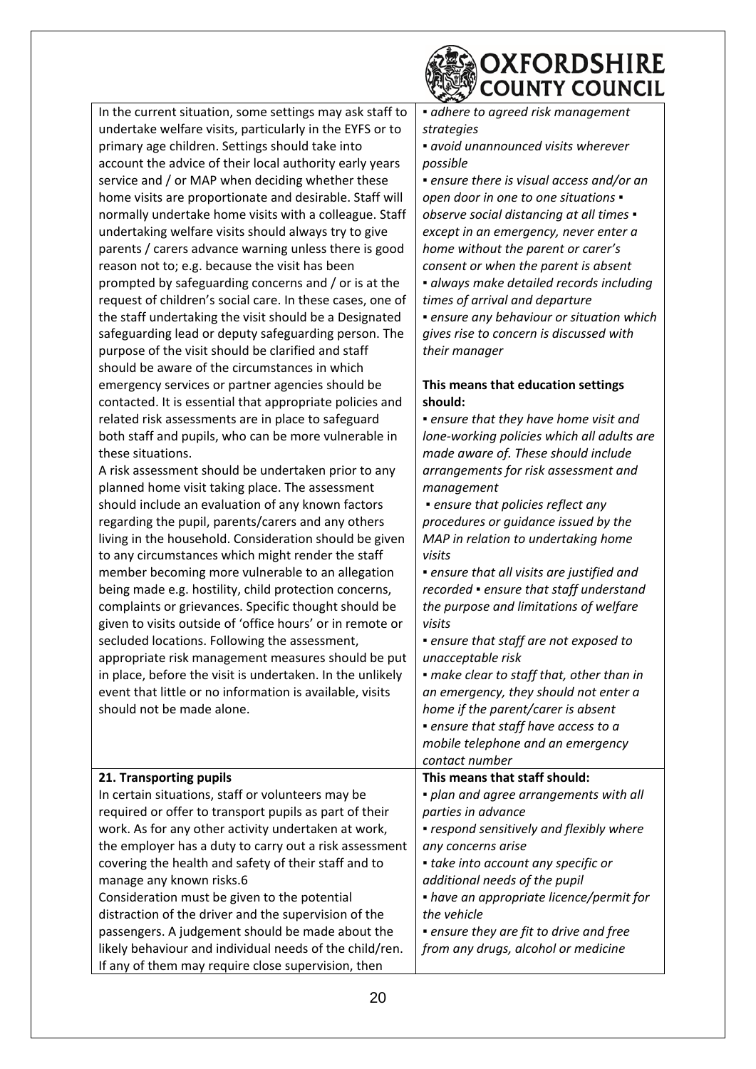| | |
|---|---|
| In the current situation, some settings may ask staff to undertake welfare visits, particularly in the EYFS or to primary age children. Settings should take into account the advice of their local authority early years service and / or MAP when deciding whether these home visits are proportionate and desirable. Staff will normally undertake home visits with a colleague. Staff undertaking welfare visits should always try to give parents / carers advance warning unless there is good reason not to; e.g. because the visit has been prompted by safeguarding concerns and / or is at the request of children's social care. In these cases, one of the staff undertaking the visit should be a Designated safeguarding lead or deputy safeguarding person. The purpose of the visit should be clarified and staff should be aware of the circumstances in which emergency services or partner agencies should be contacted. It is essential that appropriate policies and related risk assessments are in place to safeguard both staff and pupils, who can be more vulnerable in these situations.<br>A risk assessment should be undertaken prior to any planned home visit taking place. The assessment should include an evaluation of any known factors regarding the pupil, parents/carers and any others living in the household. Consideration should be given to any circumstances which might render the staff member becoming more vulnerable to an allegation being made e.g. hostility, child protection concerns, complaints or grievances. Specific thought should be given to visits outside of 'office hours' or in remote or secluded locations. Following the assessment, appropriate risk management measures should be put in place, before the visit is undertaken. In the unlikely event that little or no information is available, visits should not be made alone. | ▪ *adhere to agreed risk management strategies*<br>▪ *avoid unannounced visits wherever possible*<br>▪ *ensure there is visual access and/or an open door in one to one situations* ▪ *observe social distancing at all times* ▪ *except in an emergency, never enter a home without the parent or carer's consent or when the parent is absent*<br>▪ *always make detailed records including times of arrival and departure*<br>▪ *ensure any behaviour or situation which gives rise to concern is discussed with their manager*<br><br>**This means that education settings should:**<br>▪ *ensure that they have home visit and lone-working policies which all adults are made aware of. These should include arrangements for risk assessment and management*<br>▪ *ensure that policies reflect any procedures or guidance issued by the MAP in relation to undertaking home visits*<br>▪ *ensure that all visits are justified and recorded* ▪ *ensure that staff understand the purpose and limitations of welfare visits*<br>▪ *ensure that staff are not exposed to unacceptable risk*<br>▪ *make clear to staff that, other than in an emergency, they should not enter a home if the parent/carer is absent*<br>▪ *ensure that staff have access to a mobile telephone and an emergency contact number* |
| **21. Transporting pupils**<br>In certain situations, staff or volunteers may be required or offer to transport pupils as part of their work. As for any other activity undertaken at work, the employer has a duty to carry out a risk assessment covering the health and safety of their staff and to manage any known risks.6<br>Consideration must be given to the potential distraction of the driver and the supervision of the passengers. A judgement should be made about the likely behaviour and individual needs of the child/ren. If any of them may require close supervision, then | **This means that staff should:**<br>▪ *plan and agree arrangements with all parties in advance*<br>▪ *respond sensitively and flexibly where any concerns arise*<br>▪ *take into account any specific or additional needs of the pupil*<br>▪ *have an appropriate licence/permit for the vehicle*<br>▪ *ensure they are fit to drive and free from any drugs, alcohol or medicine* |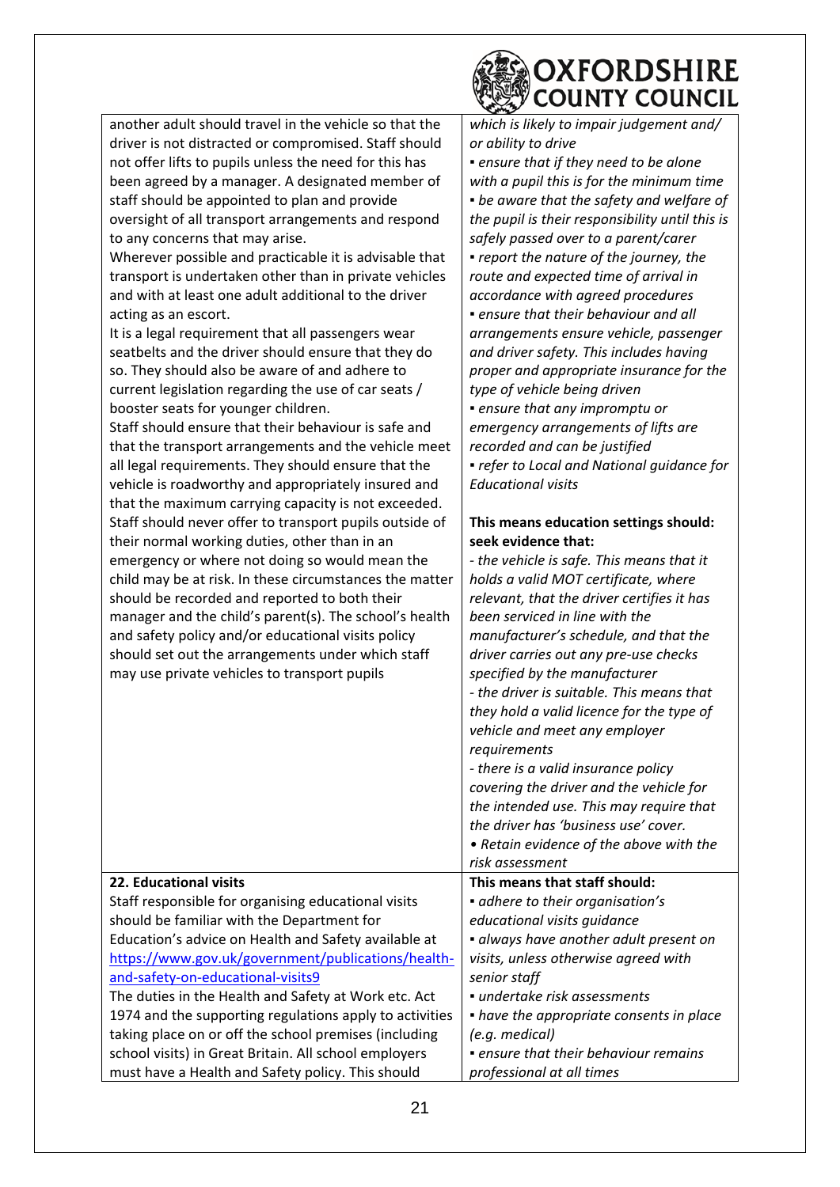| | |
|---|---|
| another adult should travel in the vehicle so that the driver is not distracted or compromised. Staff should not offer lifts to pupils unless the need for this has been agreed by a manager. A designated member of staff should be appointed to plan and provide oversight of all transport arrangements and respond to any concerns that may arise.<br>Wherever possible and practicable it is advisable that transport is undertaken other than in private vehicles and with at least one adult additional to the driver acting as an escort.<br>It is a legal requirement that all passengers wear seatbelts and the driver should ensure that they do so. They should also be aware of and adhere to current legislation regarding the use of car seats / booster seats for younger children.<br>Staff should ensure that their behaviour is safe and that the transport arrangements and the vehicle meet all legal requirements. They should ensure that the vehicle is roadworthy and appropriately insured and that the maximum carrying capacity is not exceeded.<br>Staff should never offer to transport pupils outside of their normal working duties, other than in an emergency or where not doing so would mean the child may be at risk. In these circumstances the matter should be recorded and reported to both their manager and the child's parent(s). The school's health and safety policy and/or educational visits policy should set out the arrangements under which staff may use private vehicles to transport pupils | *which is likely to impair judgement and/ or ability to drive*<br>▪ *ensure that if they need to be alone with a pupil this is for the minimum time*<br>▪ *be aware that the safety and welfare of the pupil is their responsibility until this is safely passed over to a parent/carer*<br>▪ *report the nature of the journey, the route and expected time of arrival in accordance with agreed procedures*<br>▪ *ensure that their behaviour and all arrangements ensure vehicle, passenger and driver safety. This includes having proper and appropriate insurance for the type of vehicle being driven*<br>▪ *ensure that any impromptu or emergency arrangements of lifts are recorded and can be justified*<br>▪ *refer to Local and National guidance for Educational visits*<br><br>**This means education settings should: seek evidence that:**<br>- *the vehicle is safe. This means that it holds a valid MOT certificate, where relevant, that the driver certifies it has been serviced in line with the manufacturer's schedule, and that the driver carries out any pre-use checks specified by the manufacturer*<br>- *the driver is suitable. This means that they hold a valid licence for the type of vehicle and meet any employer requirements*<br>- *there is a valid insurance policy covering the driver and the vehicle for the intended use. This may require that the driver has 'business use' cover.*<br>• *Retain evidence of the above with the risk assessment* |
| **22. Educational visits**<br>Staff responsible for organising educational visits should be familiar with the Department for Education's advice on Health and Safety available at https://www.gov.uk/government/publications/health-and-safety-on-educational-visits9<br>The duties in the Health and Safety at Work etc. Act 1974 and the supporting regulations apply to activities taking place on or off the school premises (including school visits) in Great Britain. All school employers must have a Health and Safety policy. This should | **This means that staff should:**<br>▪ *adhere to their organisation's educational visits guidance*<br>▪ *always have another adult present on visits, unless otherwise agreed with senior staff*<br>▪ *undertake risk assessments*<br>▪ *have the appropriate consents in place (e.g. medical)*<br>▪ *ensure that their behaviour remains professional at all times* |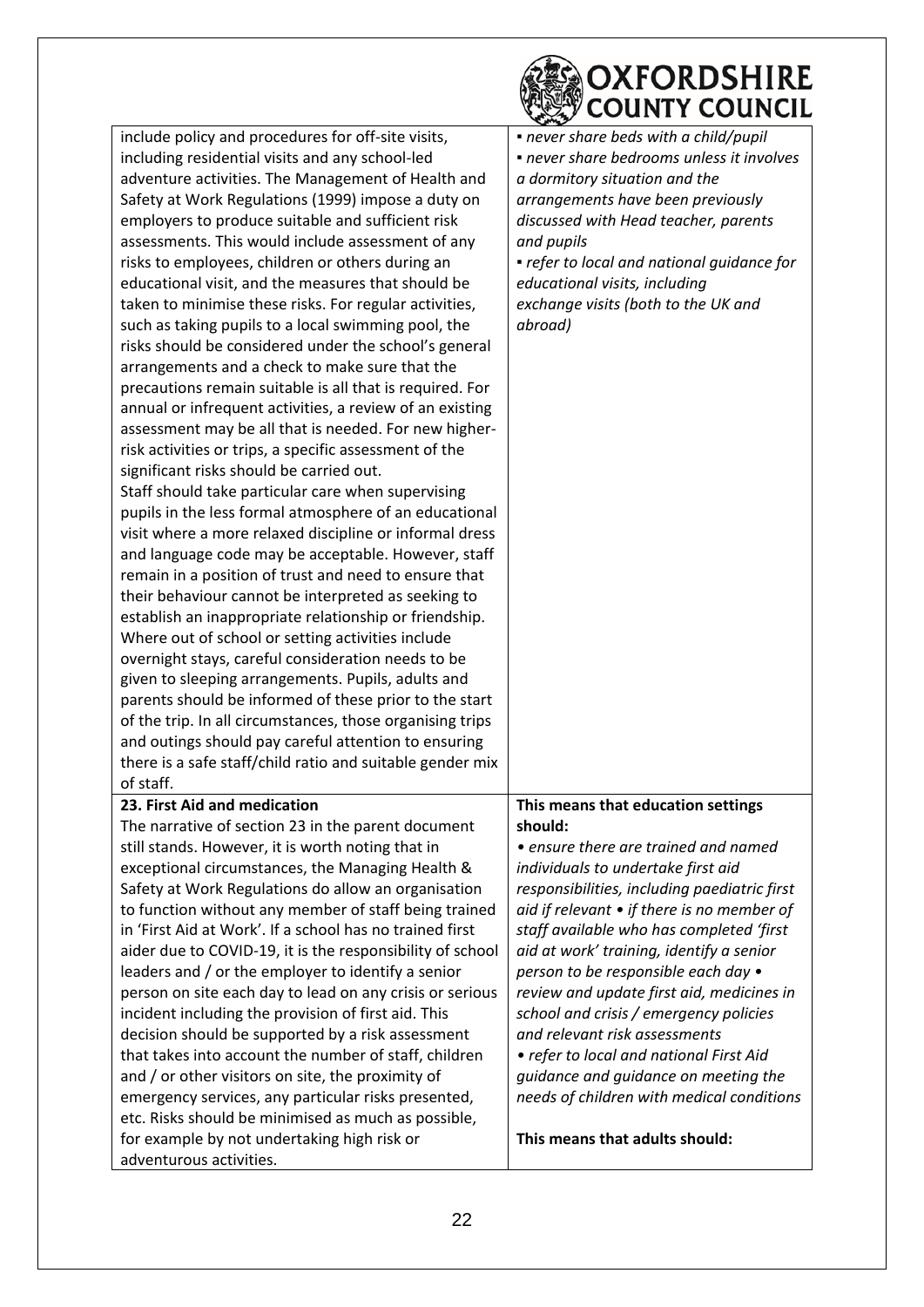| | |
|---|---|
| include policy and procedures for off-site visits, including residential visits and any school-led adventure activities. The Management of Health and Safety at Work Regulations (1999) impose a duty on employers to produce suitable and sufficient risk assessments. This would include assessment of any risks to employees, children or others during an educational visit, and the measures that should be taken to minimise these risks. For regular activities, such as taking pupils to a local swimming pool, the risks should be considered under the school's general arrangements and a check to make sure that the precautions remain suitable is all that is required. For annual or infrequent activities, a review of an existing assessment may be all that is needed. For new higher-risk activities or trips, a specific assessment of the significant risks should be carried out.<br>Staff should take particular care when supervising pupils in the less formal atmosphere of an educational visit where a more relaxed discipline or informal dress and language code may be acceptable. However, staff remain in a position of trust and need to ensure that their behaviour cannot be interpreted as seeking to establish an inappropriate relationship or friendship. Where out of school or setting activities include overnight stays, careful consideration needs to be given to sleeping arrangements. Pupils, adults and parents should be informed of these prior to the start of the trip. In all circumstances, those organising trips and outings should pay careful attention to ensuring there is a safe staff/child ratio and suitable gender mix of staff. | ▪ *never share beds with a child/pupil*<br>▪ *never share bedrooms unless it involves a dormitory situation and the arrangements have been previously discussed with Head teacher, parents and pupils*<br>▪ *refer to local and national guidance for educational visits, including exchange visits (both to the UK and abroad)* |
| **23. First Aid and medication**<br>The narrative of section 23 in the parent document still stands. However, it is worth noting that in exceptional circumstances, the Managing Health & Safety at Work Regulations do allow an organisation to function without any member of staff being trained in 'First Aid at Work'. If a school has no trained first aider due to COVID-19, it is the responsibility of school leaders and / or the employer to identify a senior person on site each day to lead on any crisis or serious incident including the provision of first aid. This decision should be supported by a risk assessment that takes into account the number of staff, children and / or other visitors on site, the proximity of emergency services, any particular risks presented, etc. Risks should be minimised as much as possible, for example by not undertaking high risk or adventurous activities. | **This means that education settings should:**<br>• *ensure there are trained and named individuals to undertake first aid responsibilities, including paediatric first aid if relevant* • *if there is no member of staff available who has completed 'first aid at work' training, identify a senior person to be responsible each day* • *review and update first aid, medicines in school and crisis / emergency policies and relevant risk assessments*<br>• *refer to local and national First Aid guidance and guidance on meeting the needs of children with medical conditions*<br><br>**This means that adults should:** |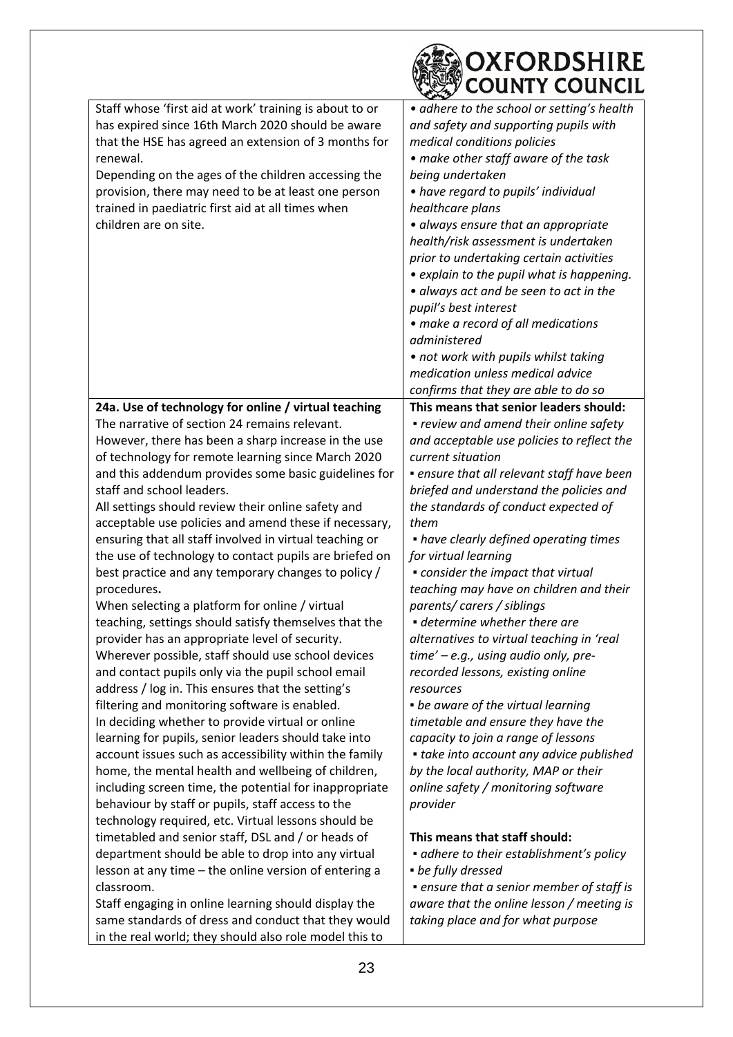| | |
|---|---|
| Staff whose 'first aid at work' training is about to or has expired since 16th March 2020 should be aware that the HSE has agreed an extension of 3 months for renewal.<br>Depending on the ages of the children accessing the provision, there may need to be at least one person trained in paediatric first aid at all times when children are on site. | *• adhere to the school or setting's health and safety and supporting pupils with medical conditions policies*<br>*• make other staff aware of the task being undertaken*<br>*• have regard to pupils' individual healthcare plans*<br>*• always ensure that an appropriate health/risk assessment is undertaken prior to undertaking certain activities*<br>*• explain to the pupil what is happening.*<br>*• always act and be seen to act in the pupil's best interest*<br>*• make a record of all medications administered*<br>*• not work with pupils whilst taking medication unless medical advice confirms that they are able to do so* |
| **24a. Use of technology for online / virtual teaching**<br>The narrative of section 24 remains relevant. However, there has been a sharp increase in the use of technology for remote learning since March 2020 and this addendum provides some basic guidelines for staff and school leaders.<br>All settings should review their online safety and acceptable use policies and amend these if necessary, ensuring that all staff involved in virtual teaching or the use of technology to contact pupils are briefed on best practice and any temporary changes to policy / procedures**.**<br>When selecting a platform for online / virtual teaching, settings should satisfy themselves that the provider has an appropriate level of security. Wherever possible, staff should use school devices and contact pupils only via the pupil school email address / log in. This ensures that the setting's filtering and monitoring software is enabled.<br>In deciding whether to provide virtual or online learning for pupils, senior leaders should take into account issues such as accessibility within the family home, the mental health and wellbeing of children, including screen time, the potential for inappropriate behaviour by staff or pupils, staff access to the technology required, etc. Virtual lessons should be timetabled and senior staff, DSL and / or heads of department should be able to drop into any virtual lesson at any time – the online version of entering a classroom.<br>Staff engaging in online learning should display the same standards of dress and conduct that they would in the real world; they should also role model this to | **This means that senior leaders should:**<br>*▪ review and amend their online safety and acceptable use policies to reflect the current situation*<br>*▪ ensure that all relevant staff have been briefed and understand the policies and the standards of conduct expected of them*<br>*▪ have clearly defined operating times for virtual learning*<br>*▪ consider the impact that virtual teaching may have on children and their parents/ carers / siblings*<br>*▪ determine whether there are alternatives to virtual teaching in 'real time' – e.g., using audio only, pre-recorded lessons, existing online resources*<br>*▪ be aware of the virtual learning timetable and ensure they have the capacity to join a range of lessons*<br>*▪ take into account any advice published by the local authority, MAP or their online safety / monitoring software provider*<br><br>**This means that staff should:**<br>*▪ adhere to their establishment's policy*<br>*▪ be fully dressed*<br>*▪ ensure that a senior member of staff is aware that the online lesson / meeting is taking place and for what purpose* |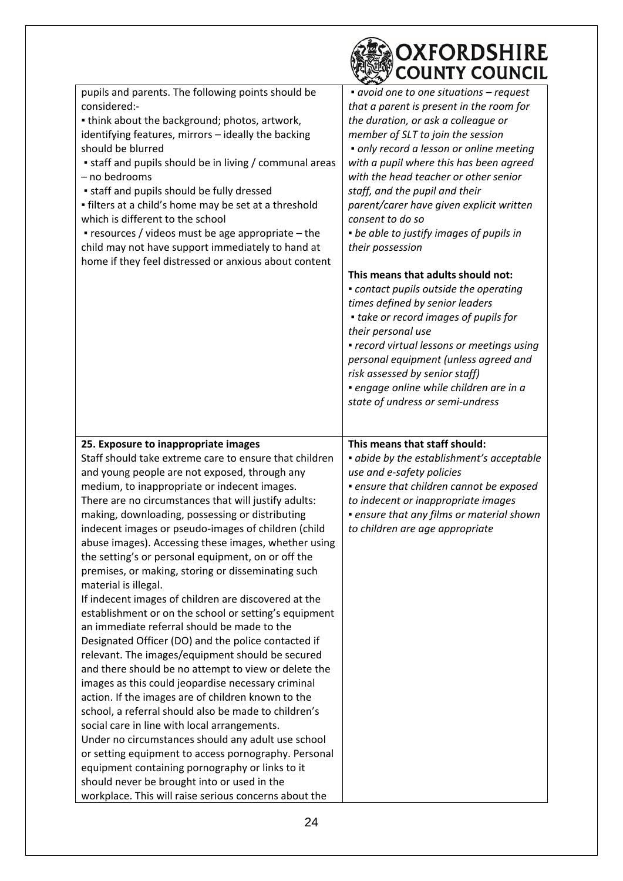| | |
|---|---|
| pupils and parents. The following points should be considered:-<br>▪ think about the background; photos, artwork, identifying features, mirrors – ideally the backing should be blurred<br>▪ staff and pupils should be in living / communal areas – no bedrooms<br>▪ staff and pupils should be fully dressed<br>▪ filters at a child's home may be set at a threshold which is different to the school<br>▪ resources / videos must be age appropriate – the child may not have support immediately to hand at home if they feel distressed or anxious about content | *▪ avoid one to one situations – request that a parent is present in the room for the duration, or ask a colleague or member of SLT to join the session*<br>*▪ only record a lesson or online meeting with a pupil where this has been agreed with the head teacher or other senior staff, and the pupil and their parent/carer have given explicit written consent to do so*<br>*▪ be able to justify images of pupils in their possession*<br><br>**This means that adults should not:**<br>*▪ contact pupils outside the operating times defined by senior leaders*<br>*▪ take or record images of pupils for their personal use*<br>*▪ record virtual lessons or meetings using personal equipment (unless agreed and risk assessed by senior staff)*<br>*▪ engage online while children are in a state of undress or semi-undress* |
| **25. Exposure to inappropriate images**<br>Staff should take extreme care to ensure that children and young people are not exposed, through any medium, to inappropriate or indecent images.<br>There are no circumstances that will justify adults: making, downloading, possessing or distributing indecent images or pseudo-images of children (child abuse images). Accessing these images, whether using the setting's or personal equipment, on or off the premises, or making, storing or disseminating such material is illegal.<br>If indecent images of children are discovered at the establishment or on the school or setting's equipment an immediate referral should be made to the Designated Officer (DO) and the police contacted if relevant. The images/equipment should be secured and there should be no attempt to view or delete the images as this could jeopardise necessary criminal action. If the images are of children known to the school, a referral should also be made to children's social care in line with local arrangements.<br>Under no circumstances should any adult use school or setting equipment to access pornography. Personal equipment containing pornography or links to it should never be brought into or used in the workplace. This will raise serious concerns about the | **This means that staff should:**<br>*▪ abide by the establishment's acceptable use and e-safety policies*<br>*▪ ensure that children cannot be exposed to indecent or inappropriate images*<br>*▪ ensure that any films or material shown to children are age appropriate* |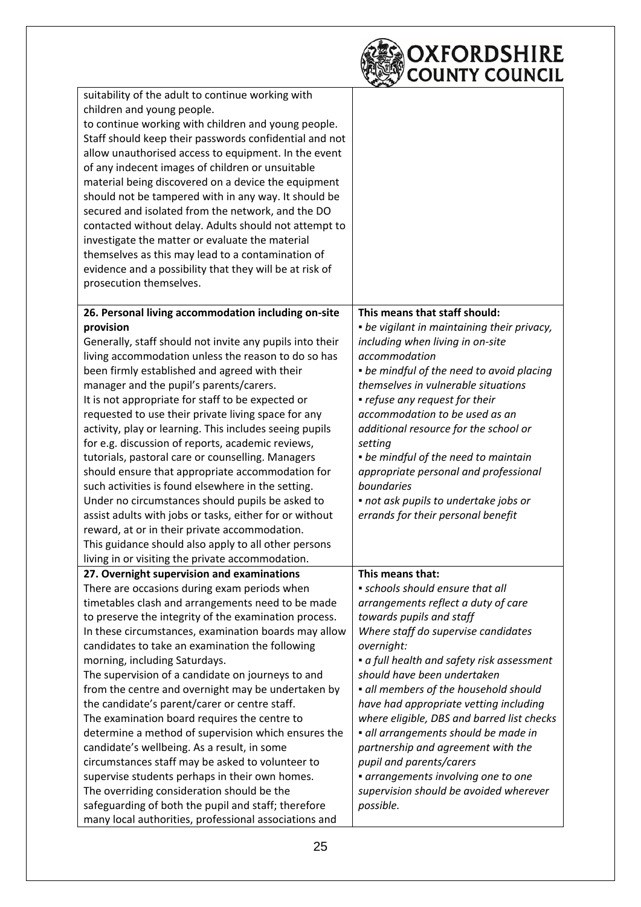| | |
|---|---|
| suitability of the adult to continue working with children and young people.<br>to continue working with children and young people. Staff should keep their passwords confidential and not allow unauthorised access to equipment. In the event of any indecent images of children or unsuitable material being discovered on a device the equipment should not be tampered with in any way. It should be secured and isolated from the network, and the DO contacted without delay. Adults should not attempt to investigate the matter or evaluate the material themselves as this may lead to a contamination of evidence and a possibility that they will be at risk of prosecution themselves. | |
| **26. Personal living accommodation including on-site provision**<br>Generally, staff should not invite any pupils into their living accommodation unless the reason to do so has been firmly established and agreed with their manager and the pupil's parents/carers.<br>It is not appropriate for staff to be expected or requested to use their private living space for any activity, play or learning. This includes seeing pupils for e.g. discussion of reports, academic reviews, tutorials, pastoral care or counselling. Managers should ensure that appropriate accommodation for such activities is found elsewhere in the setting.<br>Under no circumstances should pupils be asked to assist adults with jobs or tasks, either for or without reward, at or in their private accommodation.<br>This guidance should also apply to all other persons living in or visiting the private accommodation. | **This means that staff should:**<br>▪ *be vigilant in maintaining their privacy, including when living in on-site accommodation*<br>▪ *be mindful of the need to avoid placing themselves in vulnerable situations*<br>▪ *refuse any request for their accommodation to be used as an additional resource for the school or setting*<br>▪ *be mindful of the need to maintain appropriate personal and professional boundaries*<br>▪ *not ask pupils to undertake jobs or errands for their personal benefit* |
| **27. Overnight supervision and examinations**<br>There are occasions during exam periods when timetables clash and arrangements need to be made to preserve the integrity of the examination process. In these circumstances, examination boards may allow candidates to take an examination the following morning, including Saturdays.<br>The supervision of a candidate on journeys to and from the centre and overnight may be undertaken by the candidate's parent/carer or centre staff.<br>The examination board requires the centre to determine a method of supervision which ensures the candidate's wellbeing. As a result, in some circumstances staff may be asked to volunteer to supervise students perhaps in their own homes.<br>The overriding consideration should be the safeguarding of both the pupil and staff; therefore many local authorities, professional associations and | **This means that:**<br>▪ *schools should ensure that all arrangements reflect a duty of care towards pupils and staff*<br>*Where staff do supervise candidates overnight:*<br>▪ *a full health and safety risk assessment should have been undertaken*<br>▪ *all members of the household should have had appropriate vetting including where eligible, DBS and barred list checks*<br>▪ *all arrangements should be made in partnership and agreement with the pupil and parents/carers*<br>▪ *arrangements involving one to one supervision should be avoided wherever possible.* |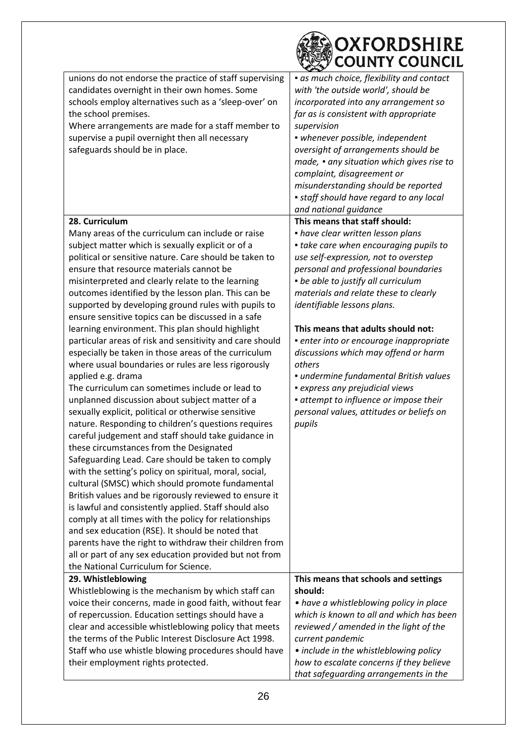| | |
|---|---|
| unions do not endorse the practice of staff supervising candidates overnight in their own homes. Some schools employ alternatives such as a 'sleep-over' on the school premises.<br>Where arrangements are made for a staff member to supervise a pupil overnight then all necessary safeguards should be in place. | ▪ *as much choice, flexibility and contact with 'the outside world', should be incorporated into any arrangement so far as is consistent with appropriate supervision*<br>▪ *whenever possible, independent oversight of arrangements should be made,* ▪ *any situation which gives rise to complaint, disagreement or misunderstanding should be reported*<br>▪ *staff should have regard to any local and national guidance* |
| **28. Curriculum**<br>Many areas of the curriculum can include or raise subject matter which is sexually explicit or of a political or sensitive nature. Care should be taken to ensure that resource materials cannot be misinterpreted and clearly relate to the learning outcomes identified by the lesson plan. This can be supported by developing ground rules with pupils to ensure sensitive topics can be discussed in a safe learning environment. This plan should highlight particular areas of risk and sensitivity and care should especially be taken in those areas of the curriculum where usual boundaries or rules are less rigorously applied e.g. drama<br>The curriculum can sometimes include or lead to unplanned discussion about subject matter of a sexually explicit, political or otherwise sensitive nature. Responding to children's questions requires careful judgement and staff should take guidance in these circumstances from the Designated Safeguarding Lead. Care should be taken to comply with the setting's policy on spiritual, moral, social, cultural (SMSC) which should promote fundamental British values and be rigorously reviewed to ensure it is lawful and consistently applied. Staff should also comply at all times with the policy for relationships and sex education (RSE). It should be noted that parents have the right to withdraw their children from all or part of any sex education provided but not from the National Curriculum for Science. | **This means that staff should:**<br>▪ *have clear written lesson plans*<br>▪ *take care when encouraging pupils to use self-expression, not to overstep personal and professional boundaries*<br>▪ *be able to justify all curriculum materials and relate these to clearly identifiable lessons plans.*<br><br>**This means that adults should not:**<br>▪ *enter into or encourage inappropriate discussions which may offend or harm others*<br>▪ *undermine fundamental British values*<br>▪ *express any prejudicial views*<br>▪ *attempt to influence or impose their personal values, attitudes or beliefs on pupils* |
| **29. Whistleblowing**<br>Whistleblowing is the mechanism by which staff can voice their concerns, made in good faith, without fear of repercussion. Education settings should have a clear and accessible whistleblowing policy that meets the terms of the Public Interest Disclosure Act 1998. Staff who use whistle blowing procedures should have their employment rights protected. | **This means that schools and settings should:**<br>• *have a whistleblowing policy in place which is known to all and which has been reviewed / amended in the light of the current pandemic*<br>• *include in the whistleblowing policy how to escalate concerns if they believe that safeguarding arrangements in the* |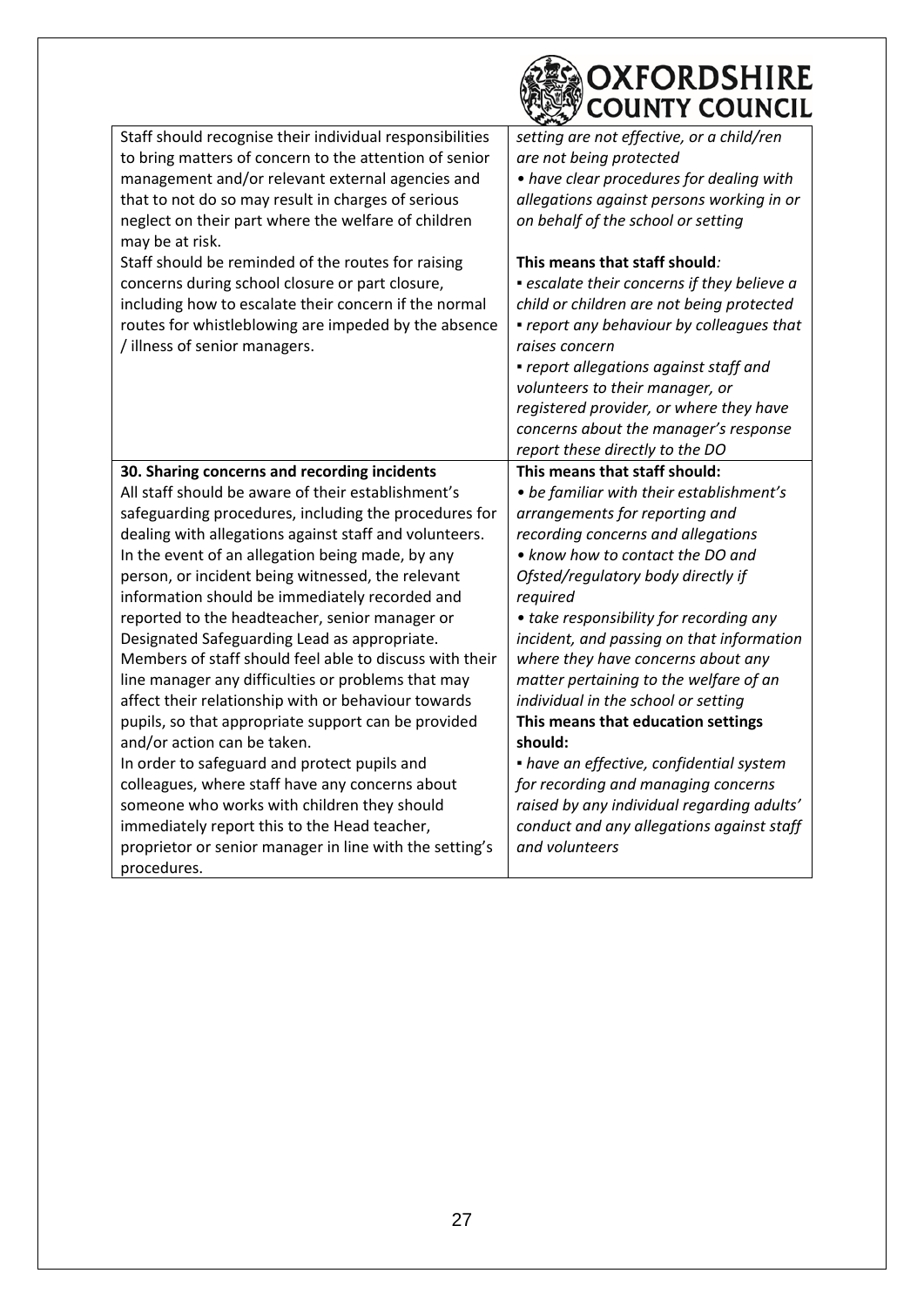| | |
|---|---|
| Staff should recognise their individual responsibilities to bring matters of concern to the attention of senior management and/or relevant external agencies and that to not do so may result in charges of serious neglect on their part where the welfare of children may be at risk.<br>Staff should be reminded of the routes for raising concerns during school closure or part closure, including how to escalate their concern if the normal routes for whistleblowing are impeded by the absence / illness of senior managers. | *setting are not effective, or a child/ren are not being protected*<br>*• have clear procedures for dealing with allegations against persons working in or on behalf of the school or setting*<br><br>**This means that staff should***:*<br>*▪ escalate their concerns if they believe a child or children are not being protected*<br>*▪ report any behaviour by colleagues that raises concern*<br>*▪ report allegations against staff and volunteers to their manager, or registered provider, or where they have concerns about the manager's response report these directly to the DO* |
| **30. Sharing concerns and recording incidents**<br>All staff should be aware of their establishment's safeguarding procedures, including the procedures for dealing with allegations against staff and volunteers. In the event of an allegation being made, by any person, or incident being witnessed, the relevant information should be immediately recorded and reported to the headteacher, senior manager or Designated Safeguarding Lead as appropriate. Members of staff should feel able to discuss with their line manager any difficulties or problems that may affect their relationship with or behaviour towards pupils, so that appropriate support can be provided and/or action can be taken.<br>In order to safeguard and protect pupils and colleagues, where staff have any concerns about someone who works with children they should immediately report this to the Head teacher, proprietor or senior manager in line with the setting's procedures. | **This means that staff should:**<br>*• be familiar with their establishment's arrangements for reporting and recording concerns and allegations*<br>*• know how to contact the DO and Ofsted/regulatory body directly if required*<br>*• take responsibility for recording any incident, and passing on that information where they have concerns about any matter pertaining to the welfare of an individual in the school or setting*<br>**This means that education settings should:**<br>*▪ have an effective, confidential system for recording and managing concerns raised by any individual regarding adults' conduct and any allegations against staff and volunteers* |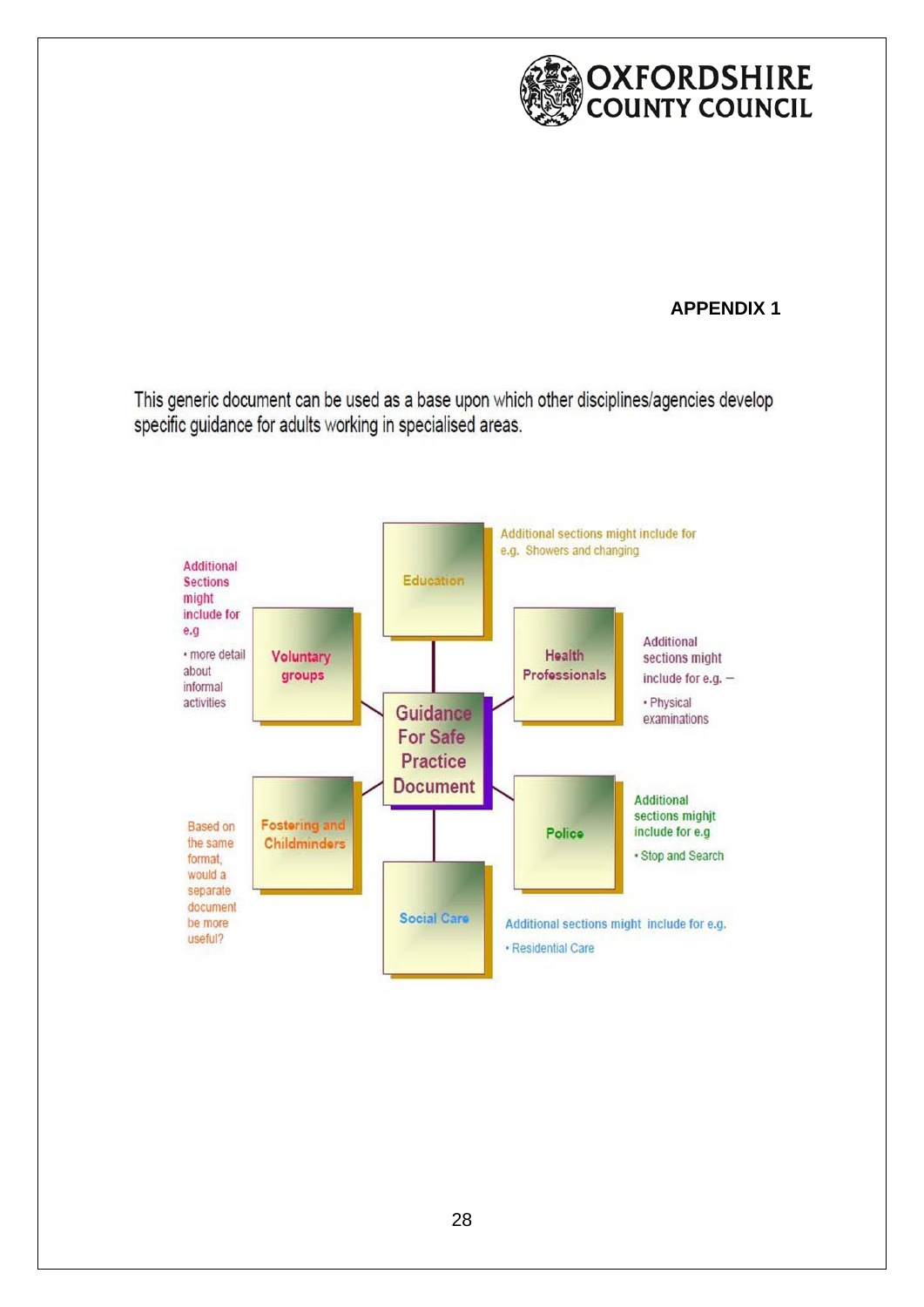**APPENDIX 1**

This generic document can be used as a base upon which other disciplines/agencies develop specific guidance for adults working in specialised areas.

**Guidance For Safe Practice Document**

**Education**

Additional sections might include for e.g. Showers and changing

**Health Professionals**

Additional sections might include for e.g. –

- Physical examinations

**Police**

Additional sections mighjt include for e.g

- Stop and Search

**Social Care**

Additional sections might include for e.g.

- Residential Care

**Fostering and Childminders**

Based on the same format, would a separate document be more useful?

**Voluntary groups**

Additional Sections might include for e.g

- more detail about informal activities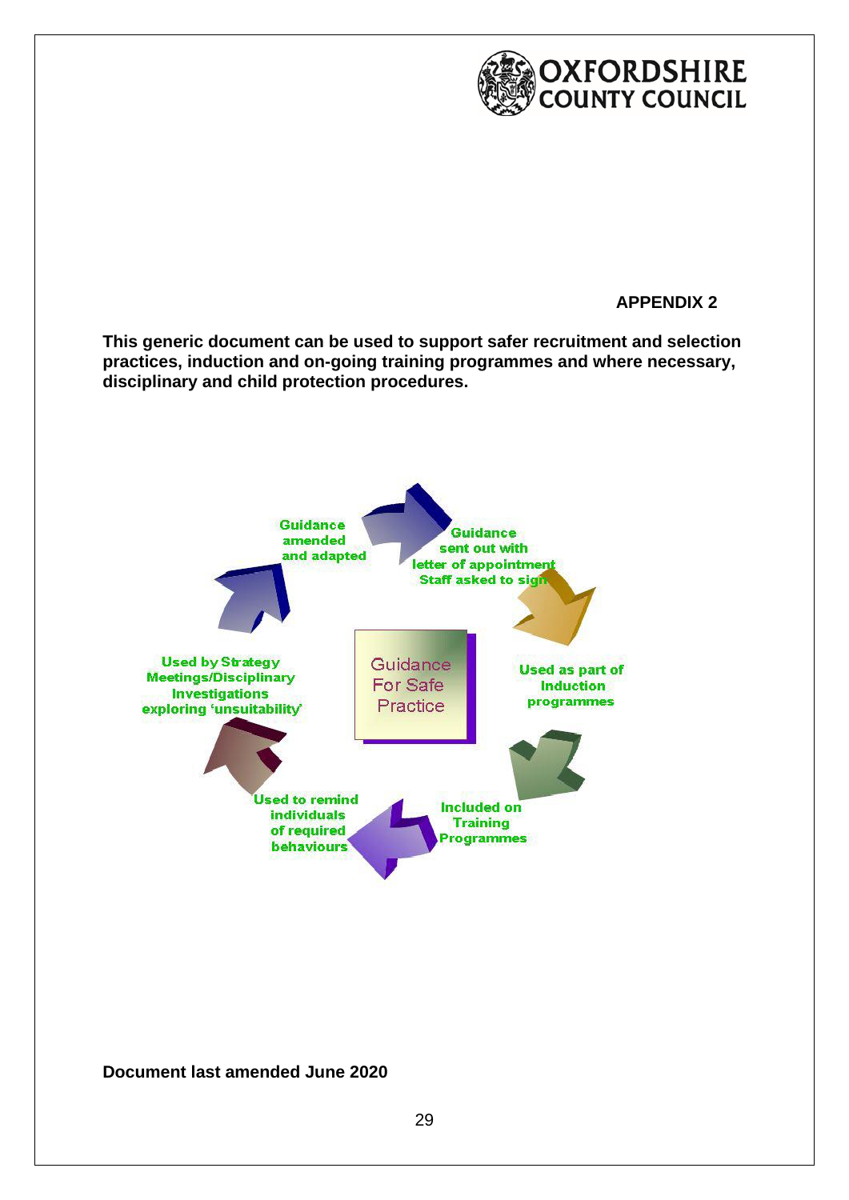**APPENDIX 2**

**This generic document can be used to support safer recruitment and selection practices, induction and on-going training programmes and where necessary, disciplinary and child protection procedures.**

Guidance For Safe Practice

Guidance sent out with letter of appointment Staff asked to sign

Used as part of Induction programmes

Included on Training Programmes

Used to remind individuals of required behaviours

Used by Strategy Meetings/Disciplinary Investigations exploring 'unsuitability'

Guidance amended and adapted

**Document last amended June 2020**